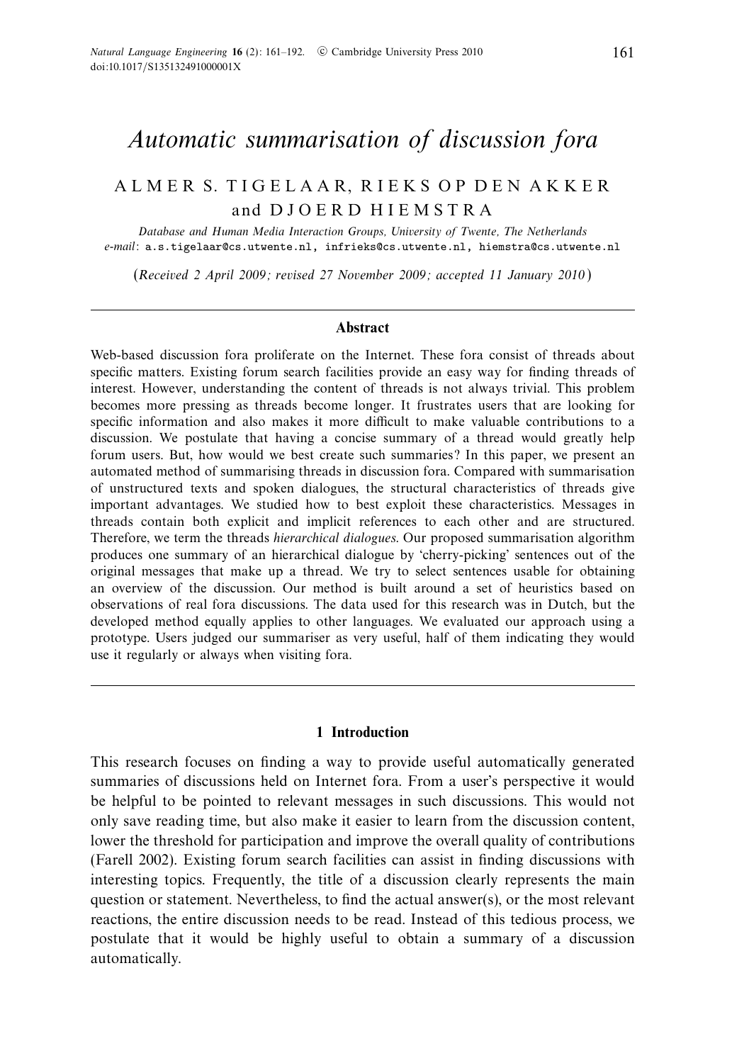# Automatic summarisation of discussion fora

ALMER S. TIGELAAR, RIEKS OP DEN AKKER and DJOERD HIEMSTRA

*Database and Human Media Interaction Groups, University of Twente, The Netherlands*
*e-mail*: a.s.tigelaar@cs.utwente.nl, infrieks@cs.utwente.nl, hiemstra@cs.utwente.nl

(*Received 2 April 2009; revised 27 November 2009; accepted 11 January 2010*)

## Abstract

Web-based discussion fora proliferate on the Internet. These fora consist of threads about specific matters. Existing forum search facilities provide an easy way for finding threads of interest. However, understanding the content of threads is not always trivial. This problem becomes more pressing as threads become longer. It frustrates users that are looking for specific information and also makes it more difficult to make valuable contributions to a discussion. We postulate that having a concise summary of a thread would greatly help forum users. But, how would we best create such summaries? In this paper, we present an automated method of summarising threads in discussion fora. Compared with summarisation of unstructured texts and spoken dialogues, the structural characteristics of threads give important advantages. We studied how to best exploit these characteristics. Messages in threads contain both explicit and implicit references to each other and are structured. Therefore, we term the threads *hierarchical dialogues*. Our proposed summarisation algorithm produces one summary of an hierarchical dialogue by 'cherry-picking' sentences out of the original messages that make up a thread. We try to select sentences usable for obtaining an overview of the discussion. Our method is built around a set of heuristics based on observations of real fora discussions. The data used for this research was in Dutch, but the developed method equally applies to other languages. We evaluated our approach using a prototype. Users judged our summariser as very useful, half of them indicating they would use it regularly or always when visiting fora.

## 1 Introduction

This research focuses on finding a way to provide useful automatically generated summaries of discussions held on Internet fora. From a user's perspective it would be helpful to be pointed to relevant messages in such discussions. This would not only save reading time, but also make it easier to learn from the discussion content, lower the threshold for participation and improve the overall quality of contributions (Farell 2002). Existing forum search facilities can assist in finding discussions with interesting topics. Frequently, the title of a discussion clearly represents the main question or statement. Nevertheless, to find the actual answer(s), or the most relevant reactions, the entire discussion needs to be read. Instead of this tedious process, we postulate that it would be highly useful to obtain a summary of a discussion automatically.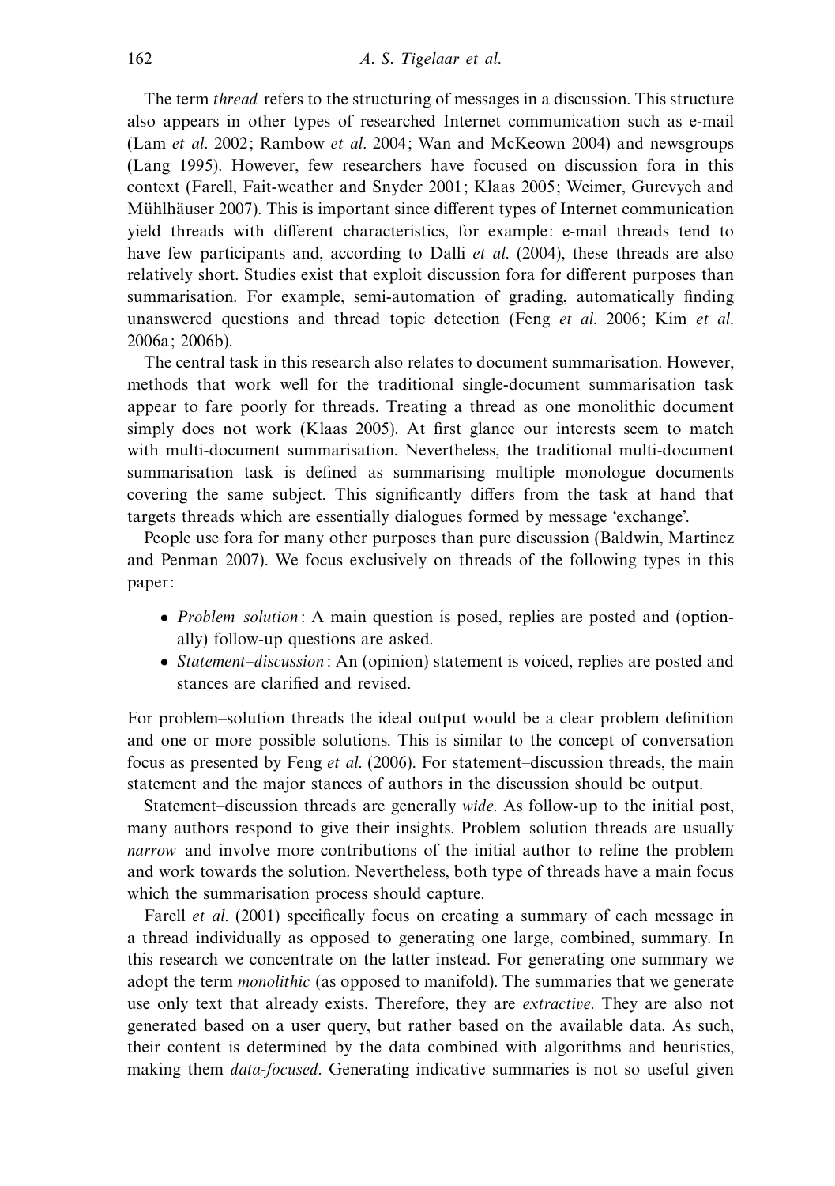The term *thread* refers to the structuring of messages in a discussion. This structure also appears in other types of researched Internet communication such as e-mail (Lam *et al.* 2002; Rambow *et al.* 2004; Wan and McKeown 2004) and newsgroups (Lang 1995). However, few researchers have focused on discussion fora in this context (Farell, Fait-weather and Snyder 2001; Klaas 2005; Weimer, Gurevych and Mühlhäuser 2007). This is important since different types of Internet communication yield threads with different characteristics, for example: e-mail threads tend to have few participants and, according to Dalli *et al.* (2004), these threads are also relatively short. Studies exist that exploit discussion fora for different purposes than summarisation. For example, semi-automation of grading, automatically finding unanswered questions and thread topic detection (Feng *et al.* 2006; Kim *et al.* 2006a; 2006b).

The central task in this research also relates to document summarisation. However, methods that work well for the traditional single-document summarisation task appear to fare poorly for threads. Treating a thread as one monolithic document simply does not work (Klaas 2005). At first glance our interests seem to match with multi-document summarisation. Nevertheless, the traditional multi-document summarisation task is defined as summarising multiple monologue documents covering the same subject. This significantly differs from the task at hand that targets threads which are essentially dialogues formed by message 'exchange'.

People use fora for many other purposes than pure discussion (Baldwin, Martinez and Penman 2007). We focus exclusively on threads of the following types in this paper:

- *Problem–solution*: A main question is posed, replies are posted and (optionally) follow-up questions are asked.
- *Statement–discussion*: An (opinion) statement is voiced, replies are posted and stances are clarified and revised.

For problem–solution threads the ideal output would be a clear problem definition and one or more possible solutions. This is similar to the concept of conversation focus as presented by Feng *et al.* (2006). For statement–discussion threads, the main statement and the major stances of authors in the discussion should be output.

Statement–discussion threads are generally *wide*. As follow-up to the initial post, many authors respond to give their insights. Problem–solution threads are usually *narrow* and involve more contributions of the initial author to refine the problem and work towards the solution. Nevertheless, both type of threads have a main focus which the summarisation process should capture.

Farell *et al.* (2001) specifically focus on creating a summary of each message in a thread individually as opposed to generating one large, combined, summary. In this research we concentrate on the latter instead. For generating one summary we adopt the term *monolithic* (as opposed to manifold). The summaries that we generate use only text that already exists. Therefore, they are *extractive*. They are also not generated based on a user query, but rather based on the available data. As such, their content is determined by the data combined with algorithms and heuristics, making them *data-focused*. Generating indicative summaries is not so useful given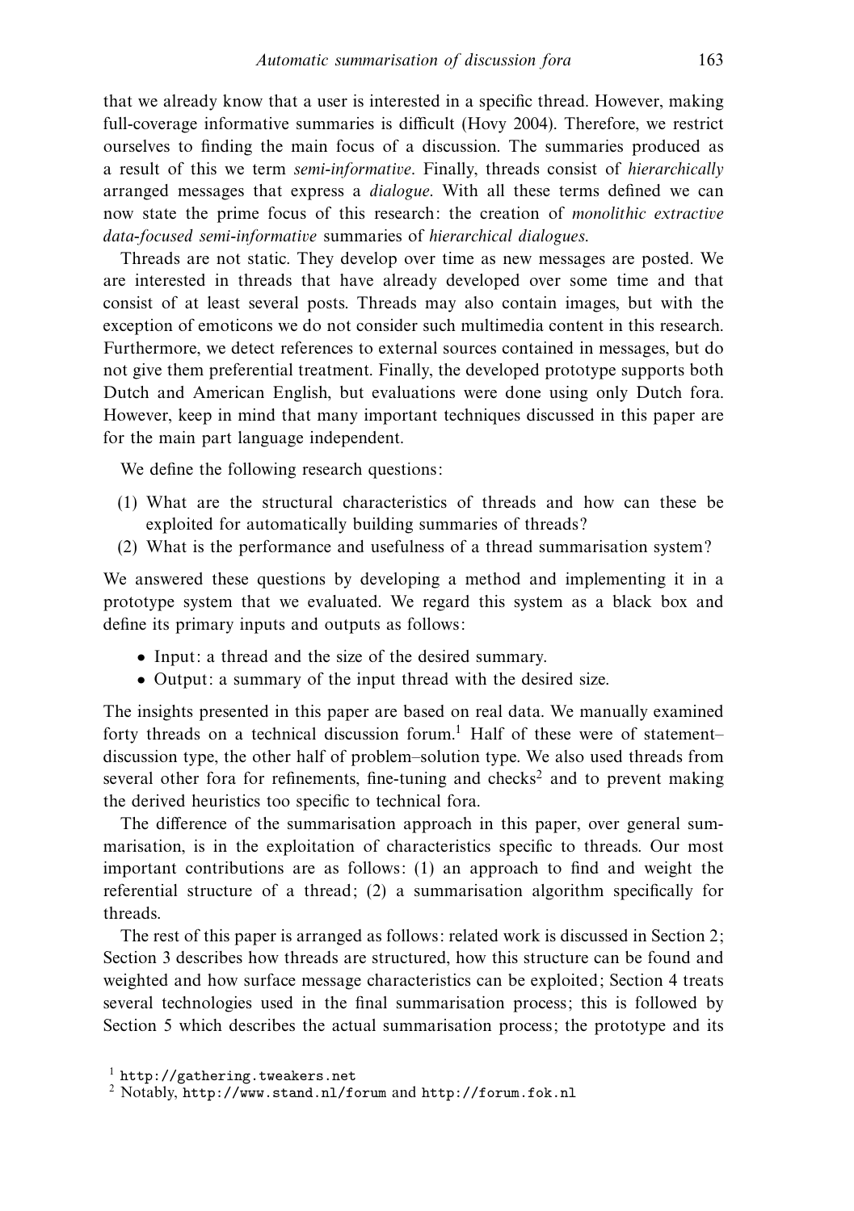that we already know that a user is interested in a specific thread. However, making full-coverage informative summaries is difficult (Hovy 2004). Therefore, we restrict ourselves to finding the main focus of a discussion. The summaries produced as a result of this we term *semi-informative*. Finally, threads consist of *hierarchically* arranged messages that express a *dialogue*. With all these terms defined we can now state the prime focus of this research: the creation of *monolithic extractive data-focused semi-informative* summaries of *hierarchical dialogues*.

Threads are not static. They develop over time as new messages are posted. We are interested in threads that have already developed over some time and that consist of at least several posts. Threads may also contain images, but with the exception of emoticons we do not consider such multimedia content in this research. Furthermore, we detect references to external sources contained in messages, but do not give them preferential treatment. Finally, the developed prototype supports both Dutch and American English, but evaluations were done using only Dutch fora. However, keep in mind that many important techniques discussed in this paper are for the main part language independent.

We define the following research questions:

(1) What are the structural characteristics of threads and how can these be exploited for automatically building summaries of threads?
(2) What is the performance and usefulness of a thread summarisation system?

We answered these questions by developing a method and implementing it in a prototype system that we evaluated. We regard this system as a black box and define its primary inputs and outputs as follows:

- Input: a thread and the size of the desired summary.
- Output: a summary of the input thread with the desired size.

The insights presented in this paper are based on real data. We manually examined forty threads on a technical discussion forum.[1] Half of these were of statement–discussion type, the other half of problem–solution type. We also used threads from several other fora for refinements, fine-tuning and checks[2] and to prevent making the derived heuristics too specific to technical fora.

The difference of the summarisation approach in this paper, over general summarisation, is in the exploitation of characteristics specific to threads. Our most important contributions are as follows: (1) an approach to find and weight the referential structure of a thread; (2) a summarisation algorithm specifically for threads.

The rest of this paper is arranged as follows: related work is discussed in Section 2; Section 3 describes how threads are structured, how this structure can be found and weighted and how surface message characteristics can be exploited; Section 4 treats several technologies used in the final summarisation process; this is followed by Section 5 which describes the actual summarisation process; the prototype and its

[1] http://gathering.tweakers.net

[2] Notably, http://www.stand.nl/forum and http://forum.fok.nl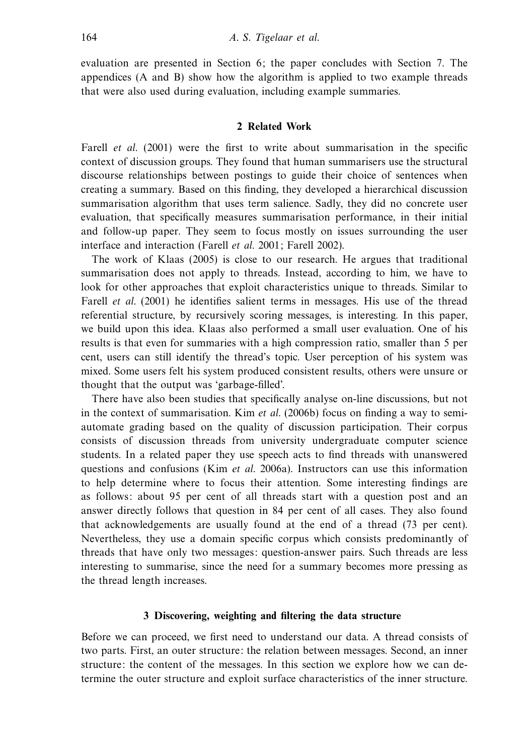evaluation are presented in Section 6; the paper concludes with Section 7. The appendices (A and B) show how the algorithm is applied to two example threads that were also used during evaluation, including example summaries.

## 2 Related Work

Farell *et al.* (2001) were the first to write about summarisation in the specific context of discussion groups. They found that human summarisers use the structural discourse relationships between postings to guide their choice of sentences when creating a summary. Based on this finding, they developed a hierarchical discussion summarisation algorithm that uses term salience. Sadly, they did no concrete user evaluation, that specifically measures summarisation performance, in their initial and follow-up paper. They seem to focus mostly on issues surrounding the user interface and interaction (Farell *et al.* 2001; Farell 2002).

The work of Klaas (2005) is close to our research. He argues that traditional summarisation does not apply to threads. Instead, according to him, we have to look for other approaches that exploit characteristics unique to threads. Similar to Farell *et al.* (2001) he identifies salient terms in messages. His use of the thread referential structure, by recursively scoring messages, is interesting. In this paper, we build upon this idea. Klaas also performed a small user evaluation. One of his results is that even for summaries with a high compression ratio, smaller than 5 per cent, users can still identify the thread's topic. User perception of his system was mixed. Some users felt his system produced consistent results, others were unsure or thought that the output was 'garbage-filled'.

There have also been studies that specifically analyse on-line discussions, but not in the context of summarisation. Kim *et al.* (2006b) focus on finding a way to semi-automate grading based on the quality of discussion participation. Their corpus consists of discussion threads from university undergraduate computer science students. In a related paper they use speech acts to find threads with unanswered questions and confusions (Kim *et al.* 2006a). Instructors can use this information to help determine where to focus their attention. Some interesting findings are as follows: about 95 per cent of all threads start with a question post and an answer directly follows that question in 84 per cent of all cases. They also found that acknowledgements are usually found at the end of a thread (73 per cent). Nevertheless, they use a domain specific corpus which consists predominantly of threads that have only two messages: question-answer pairs. Such threads are less interesting to summarise, since the need for a summary becomes more pressing as the thread length increases.

## 3 Discovering, weighting and filtering the data structure

Before we can proceed, we first need to understand our data. A thread consists of two parts. First, an outer structure: the relation between messages. Second, an inner structure: the content of the messages. In this section we explore how we can determine the outer structure and exploit surface characteristics of the inner structure.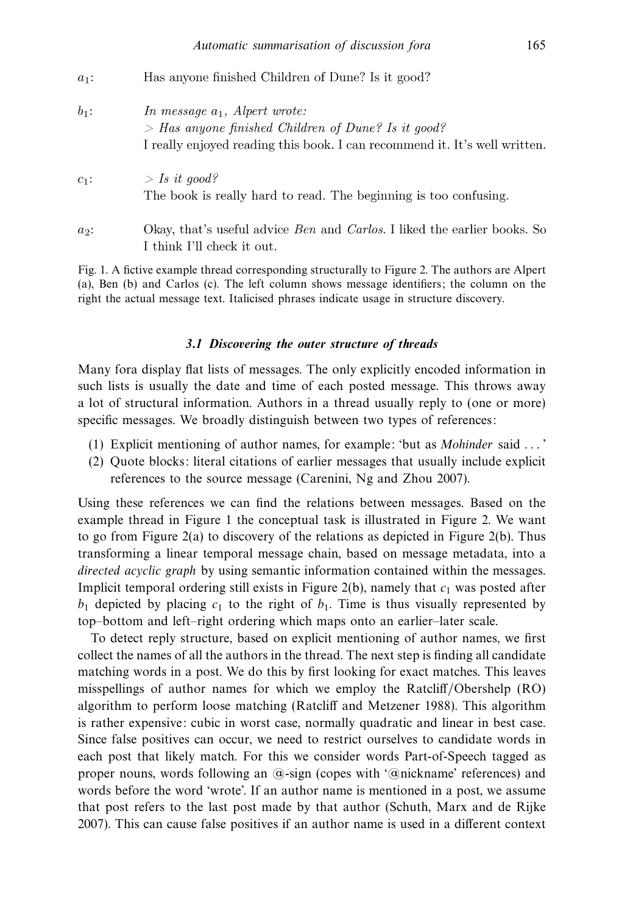$a_1$: Has anyone finished Children of Dune? Is it good?

$b_1$: *In message $a_1$, Alpert wrote:*
*> Has anyone finished Children of Dune? Is it good?*
I really enjoyed reading this book. I can recommend it. It's well written.

$c_1$: *> Is it good?*
The book is really hard to read. The beginning is too confusing.

$a_2$: Okay, that's useful advice *Ben* and *Carlos*. I liked the earlier books. So I think I'll check it out.

Fig. 1. A fictive example thread corresponding structurally to Figure 2. The authors are Alpert (a), Ben (b) and Carlos (c). The left column shows message identifiers; the column on the right the actual message text. Italicised phrases indicate usage in structure discovery.

### 3.1 Discovering the outer structure of threads

Many fora display flat lists of messages. The only explicitly encoded information in such lists is usually the date and time of each posted message. This throws away a lot of structural information. Authors in a thread usually reply to (one or more) specific messages. We broadly distinguish between two types of references:

(1) Explicit mentioning of author names, for example: 'but as *Mohinder* said ...'
(2) Quote blocks: literal citations of earlier messages that usually include explicit references to the source message (Carenini, Ng and Zhou 2007).

Using these references we can find the relations between messages. Based on the example thread in Figure 1 the conceptual task is illustrated in Figure 2. We want to go from Figure 2(a) to discovery of the relations as depicted in Figure 2(b). Thus transforming a linear temporal message chain, based on message metadata, into a *directed acyclic graph* by using semantic information contained within the messages. Implicit temporal ordering still exists in Figure 2(b), namely that $c_1$ was posted after $b_1$ depicted by placing $c_1$ to the right of $b_1$. Time is thus visually represented by top–bottom and left–right ordering which maps onto an earlier–later scale.

To detect reply structure, based on explicit mentioning of author names, we first collect the names of all the authors in the thread. The next step is finding all candidate matching words in a post. We do this by first looking for exact matches. This leaves misspellings of author names for which we employ the Ratcliff/Obershelp (RO) algorithm to perform loose matching (Ratcliff and Metzener 1988). This algorithm is rather expensive: cubic in worst case, normally quadratic and linear in best case. Since false positives can occur, we need to restrict ourselves to candidate words in each post that likely match. For this we consider words Part-of-Speech tagged as proper nouns, words following an @-sign (copes with '@nickname' references) and words before the word 'wrote'. If an author name is mentioned in a post, we assume that post refers to the last post made by that author (Schuth, Marx and de Rijke 2007). This can cause false positives if an author name is used in a different context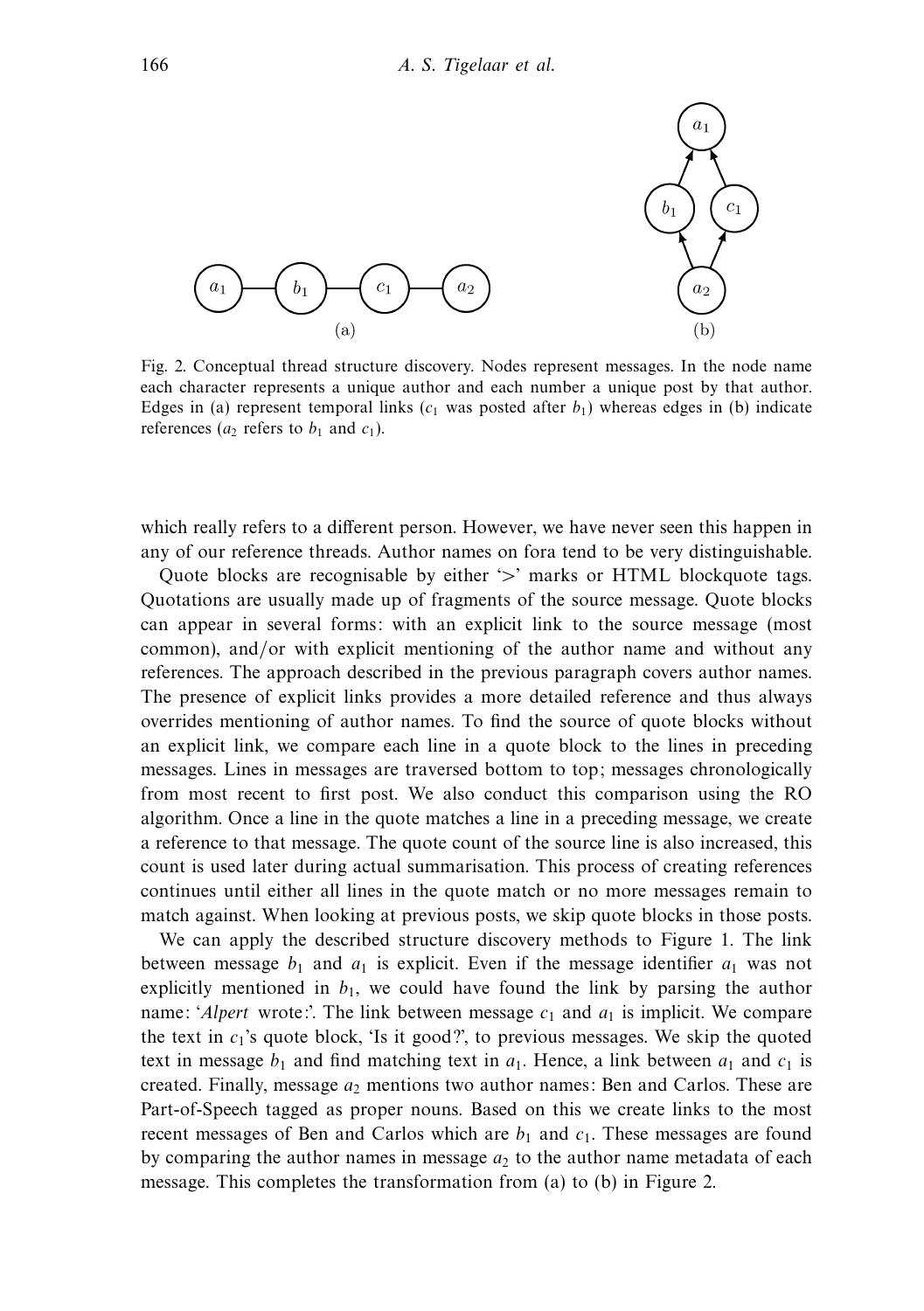Fig. 2. Conceptual thread structure discovery. Nodes represent messages. In the node name each character represents a unique author and each number a unique post by that author. Edges in (a) represent temporal links ($c_1$ was posted after $b_1$) whereas edges in (b) indicate references ($a_2$ refers to $b_1$ and $c_1$).

which really refers to a different person. However, we have never seen this happen in any of our reference threads. Author names on fora tend to be very distinguishable.

Quote blocks are recognisable by either '>' marks or HTML blockquote tags. Quotations are usually made up of fragments of the source message. Quote blocks can appear in several forms: with an explicit link to the source message (most common), and/or with explicit mentioning of the author name and without any references. The approach described in the previous paragraph covers author names. The presence of explicit links provides a more detailed reference and thus always overrides mentioning of author names. To find the source of quote blocks without an explicit link, we compare each line in a quote block to the lines in preceding messages. Lines in messages are traversed bottom to top; messages chronologically from most recent to first post. We also conduct this comparison using the RO algorithm. Once a line in the quote matches a line in a preceding message, we create a reference to that message. The quote count of the source line is also increased, this count is used later during actual summarisation. This process of creating references continues until either all lines in the quote match or no more messages remain to match against. When looking at previous posts, we skip quote blocks in those posts.

We can apply the described structure discovery methods to Figure 1. The link between message $b_1$ and $a_1$ is explicit. Even if the message identifier $a_1$ was not explicitly mentioned in $b_1$, we could have found the link by parsing the author name: '*Alpert* wrote:'. The link between message $c_1$ and $a_1$ is implicit. We compare the text in $c_1$'s quote block, 'Is it good?', to previous messages. We skip the quoted text in message $b_1$ and find matching text in $a_1$. Hence, a link between $a_1$ and $c_1$ is created. Finally, message $a_2$ mentions two author names: Ben and Carlos. These are Part-of-Speech tagged as proper nouns. Based on this we create links to the most recent messages of Ben and Carlos which are $b_1$ and $c_1$. These messages are found by comparing the author names in message $a_2$ to the author name metadata of each message. This completes the transformation from (a) to (b) in Figure 2.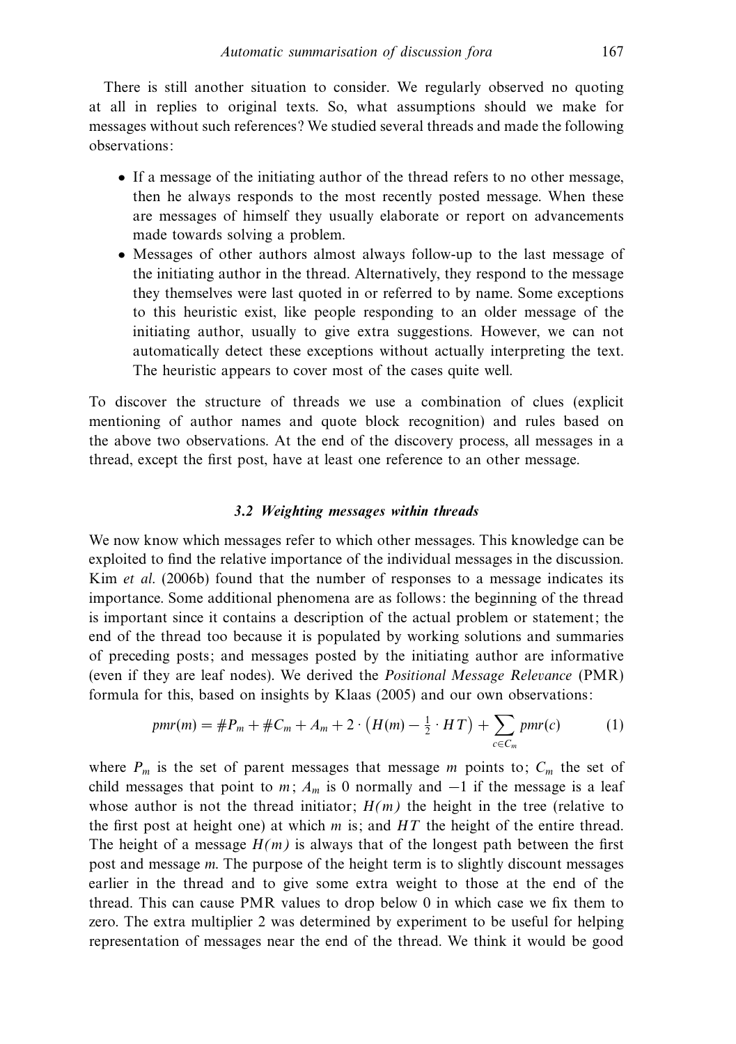There is still another situation to consider. We regularly observed no quoting at all in replies to original texts. So, what assumptions should we make for messages without such references? We studied several threads and made the following observations:

- If a message of the initiating author of the thread refers to no other message, then he always responds to the most recently posted message. When these are messages of himself they usually elaborate or report on advancements made towards solving a problem.
- Messages of other authors almost always follow-up to the last message of the initiating author in the thread. Alternatively, they respond to the message they themselves were last quoted in or referred to by name. Some exceptions to this heuristic exist, like people responding to an older message of the initiating author, usually to give extra suggestions. However, we can not automatically detect these exceptions without actually interpreting the text. The heuristic appears to cover most of the cases quite well.

To discover the structure of threads we use a combination of clues (explicit mentioning of author names and quote block recognition) and rules based on the above two observations. At the end of the discovery process, all messages in a thread, except the first post, have at least one reference to an other message.

### 3.2 Weighting messages within threads

We now know which messages refer to which other messages. This knowledge can be exploited to find the relative importance of the individual messages in the discussion. Kim *et al.* (2006b) found that the number of responses to a message indicates its importance. Some additional phenomena are as follows: the beginning of the thread is important since it contains a description of the actual problem or statement; the end of the thread too because it is populated by working solutions and summaries of preceding posts; and messages posted by the initiating author are informative (even if they are leaf nodes). We derived the *Positional Message Relevance* (PMR) formula for this, based on insights by Klaas (2005) and our own observations:

$$pmr(m) = \#P_m + \#C_m + A_m + 2 \cdot \left(H(m) - \tfrac{1}{2} \cdot HT\right) + \sum_{c \in C_m} pmr(c) \qquad (1)$$

where $P_m$ is the set of parent messages that message $m$ points to; $C_m$ the set of child messages that point to $m$; $A_m$ is 0 normally and $-1$ if the message is a leaf whose author is not the thread initiator; $H(m)$ the height in the tree (relative to the first post at height one) at which $m$ is; and $HT$ the height of the entire thread. The height of a message $H(m)$ is always that of the longest path between the first post and message $m$. The purpose of the height term is to slightly discount messages earlier in the thread and to give some extra weight to those at the end of the thread. This can cause PMR values to drop below 0 in which case we fix them to zero. The extra multiplier 2 was determined by experiment to be useful for helping representation of messages near the end of the thread. We think it would be good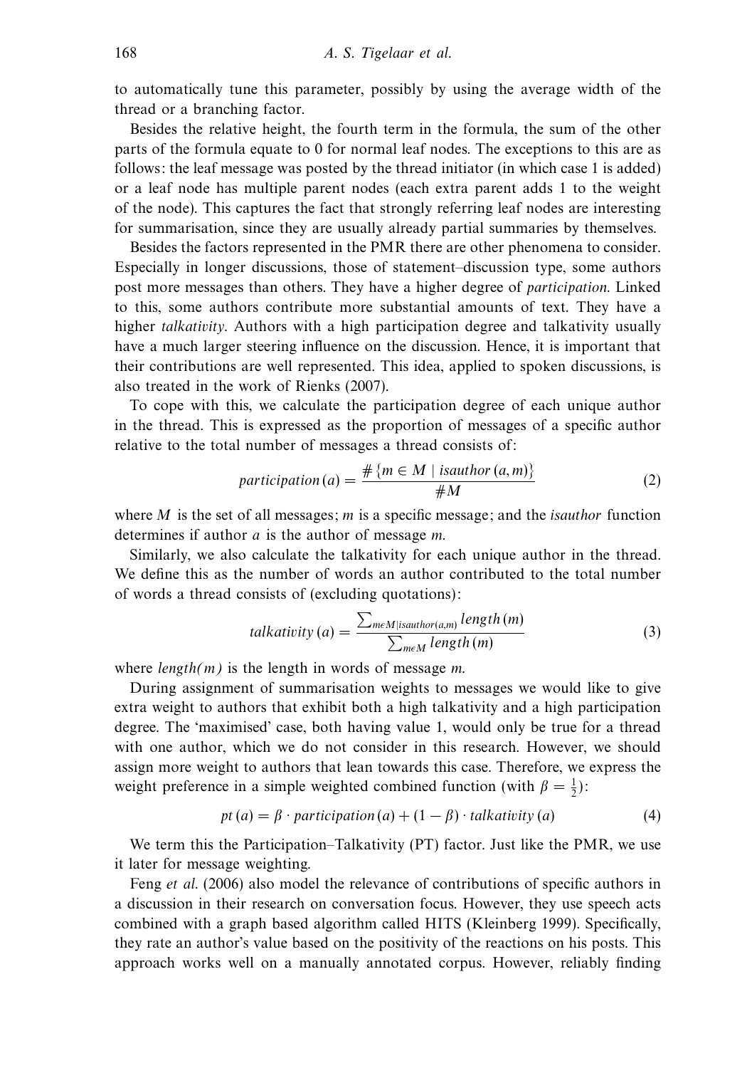to automatically tune this parameter, possibly by using the average width of the thread or a branching factor.

Besides the relative height, the fourth term in the formula, the sum of the other parts of the formula equate to 0 for normal leaf nodes. The exceptions to this are as follows: the leaf message was posted by the thread initiator (in which case 1 is added) or a leaf node has multiple parent nodes (each extra parent adds 1 to the weight of the node). This captures the fact that strongly referring leaf nodes are interesting for summarisation, since they are usually already partial summaries by themselves.

Besides the factors represented in the PMR there are other phenomena to consider. Especially in longer discussions, those of statement–discussion type, some authors post more messages than others. They have a higher degree of *participation*. Linked to this, some authors contribute more substantial amounts of text. They have a higher *talkativity*. Authors with a high participation degree and talkativity usually have a much larger steering influence on the discussion. Hence, it is important that their contributions are well represented. This idea, applied to spoken discussions, is also treated in the work of Rienks (2007).

To cope with this, we calculate the participation degree of each unique author in the thread. This is expressed as the proportion of messages of a specific author relative to the total number of messages a thread consists of:

$$participation\,(a) = \frac{\#\,\{m \in M \mid isauthor\,(a, m)\}}{\#M} \tag{2}$$

where $M$ is the set of all messages; $m$ is a specific message; and the *isauthor* function determines if author $a$ is the author of message $m$.

Similarly, we also calculate the talkativity for each unique author in the thread. We define this as the number of words an author contributed to the total number of words a thread consists of (excluding quotations):

$$talkativity\,(a) = \frac{\sum_{m \epsilon M | isauthor(a,m)} length\,(m)}{\sum_{m \epsilon M} length\,(m)} \tag{3}$$

where $length(m)$ is the length in words of message $m$.

During assignment of summarisation weights to messages we would like to give extra weight to authors that exhibit both a high talkativity and a high participation degree. The 'maximised' case, both having value 1, would only be true for a thread with one author, which we do not consider in this research. However, we should assign more weight to authors that lean towards this case. Therefore, we express the weight preference in a simple weighted combined function (with $\beta = \frac{1}{2}$):

$$pt\,(a) = \beta \cdot participation\,(a) + (1 - \beta) \cdot talkativity\,(a) \tag{4}$$

We term this the Participation–Talkativity (PT) factor. Just like the PMR, we use it later for message weighting.

Feng *et al.* (2006) also model the relevance of contributions of specific authors in a discussion in their research on conversation focus. However, they use speech acts combined with a graph based algorithm called HITS (Kleinberg 1999). Specifically, they rate an author's value based on the positivity of the reactions on his posts. This approach works well on a manually annotated corpus. However, reliably finding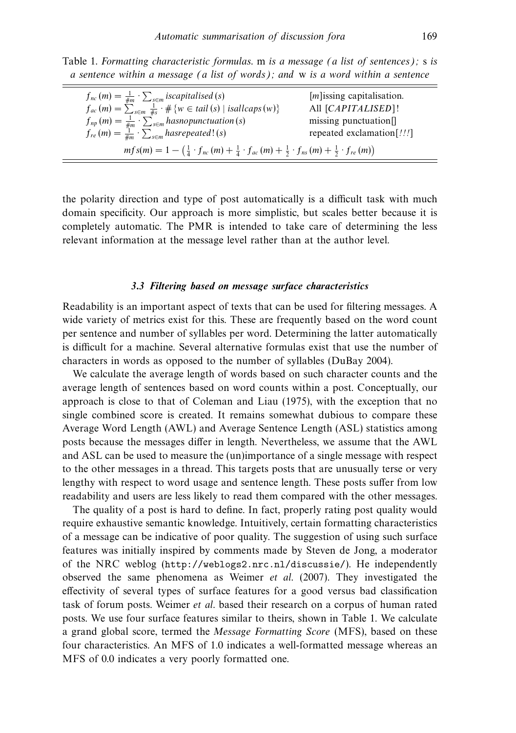Table 1. *Formatting characteristic formulas.* m *is a message (a list of sentences);* s *is a sentence within a message (a list of words); and* w *is a word within a sentence*

| | |
|---|---|
| $f_{nc}(m) = \frac{1}{\#m} \cdot \sum_{s \in m} iscapitalised(s)$ | [*m*]issing capitalisation. |
| $f_{ac}(m) = \sum_{s \in m} \frac{1}{\#s} \cdot \#\{w \in tail(s) \mid isallcaps(w)\}$ | All [*CAPITALISED*]! |
| $f_{np}(m) = \frac{1}{\#m} \cdot \sum_{s \in m} hasnopunctuation(s)$ | missing punctuation[] |
| $f_{re}(m) = \frac{1}{\#m} \cdot \sum_{s \in m} hasrepeated!(s)$ | repeated exclamation[*!!!*] |
| $mfs(m) = 1 - \left(\frac{1}{4} \cdot f_{nc}(m) + \frac{1}{4} \cdot f_{ac}(m) + \frac{1}{2} \cdot f_{ns}(m) + \frac{1}{2} \cdot f_{re}(m)\right)$ | |

the polarity direction and type of post automatically is a difficult task with much domain specificity. Our approach is more simplistic, but scales better because it is completely automatic. The PMR is intended to take care of determining the less relevant information at the message level rather than at the author level.

### 3.3 Filtering based on message surface characteristics

Readability is an important aspect of texts that can be used for filtering messages. A wide variety of metrics exist for this. These are frequently based on the word count per sentence and number of syllables per word. Determining the latter automatically is difficult for a machine. Several alternative formulas exist that use the number of characters in words as opposed to the number of syllables (DuBay 2004).

We calculate the average length of words based on such character counts and the average length of sentences based on word counts within a post. Conceptually, our approach is close to that of Coleman and Liau (1975), with the exception that no single combined score is created. It remains somewhat dubious to compare these Average Word Length (AWL) and Average Sentence Length (ASL) statistics among posts because the messages differ in length. Nevertheless, we assume that the AWL and ASL can be used to measure the (un)importance of a single message with respect to the other messages in a thread. This targets posts that are unusually terse or very lengthy with respect to word usage and sentence length. These posts suffer from low readability and users are less likely to read them compared with the other messages.

The quality of a post is hard to define. In fact, properly rating post quality would require exhaustive semantic knowledge. Intuitively, certain formatting characteristics of a message can be indicative of poor quality. The suggestion of using such surface features was initially inspired by comments made by Steven de Jong, a moderator of the NRC weblog (http://weblogs2.nrc.nl/discussie/). He independently observed the same phenomena as Weimer *et al.* (2007). They investigated the effectivity of several types of surface features for a good versus bad classification task of forum posts. Weimer *et al.* based their research on a corpus of human rated posts. We use four surface features similar to theirs, shown in Table 1. We calculate a grand global score, termed the *Message Formatting Score* (MFS), based on these four characteristics. An MFS of 1.0 indicates a well-formatted message whereas an MFS of 0.0 indicates a very poorly formatted one.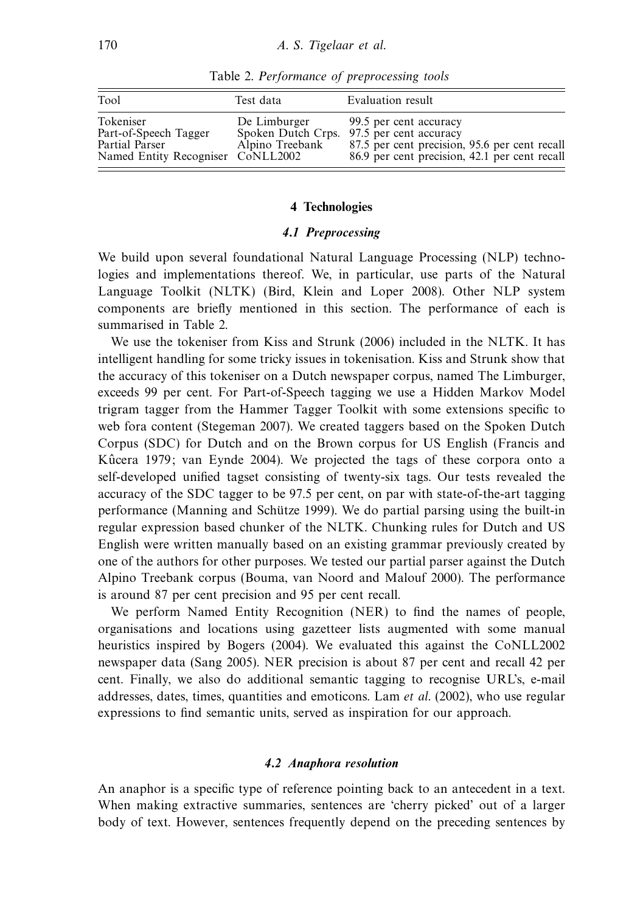Table 2. *Performance of preprocessing tools*

| Tool | Test data | Evaluation result |
|---|---|---|
| Tokeniser | De Limburger | 99.5 per cent accuracy |
| Part-of-Speech Tagger | Spoken Dutch Crps. | 97.5 per cent accuracy |
| Partial Parser | Alpino Treebank | 87.5 per cent precision, 95.6 per cent recall |
| Named Entity Recogniser | CoNLL2002 | 86.9 per cent precision, 42.1 per cent recall |

## 4 Technologies

### 4.1 Preprocessing

We build upon several foundational Natural Language Processing (NLP) technologies and implementations thereof. We, in particular, use parts of the Natural Language Toolkit (NLTK) (Bird, Klein and Loper 2008). Other NLP system components are briefly mentioned in this section. The performance of each is summarised in Table 2.

We use the tokeniser from Kiss and Strunk (2006) included in the NLTK. It has intelligent handling for some tricky issues in tokenisation. Kiss and Strunk show that the accuracy of this tokeniser on a Dutch newspaper corpus, named The Limburger, exceeds 99 per cent. For Part-of-Speech tagging we use a Hidden Markov Model trigram tagger from the Hammer Tagger Toolkit with some extensions specific to web fora content (Stegeman 2007). We created taggers based on the Spoken Dutch Corpus (SDC) for Dutch and on the Brown corpus for US English (Francis and Kûcera 1979; van Eynde 2004). We projected the tags of these corpora onto a self-developed unified tagset consisting of twenty-six tags. Our tests revealed the accuracy of the SDC tagger to be 97.5 per cent, on par with state-of-the-art tagging performance (Manning and Schütze 1999). We do partial parsing using the built-in regular expression based chunker of the NLTK. Chunking rules for Dutch and US English were written manually based on an existing grammar previously created by one of the authors for other purposes. We tested our partial parser against the Dutch Alpino Treebank corpus (Bouma, van Noord and Malouf 2000). The performance is around 87 per cent precision and 95 per cent recall.

We perform Named Entity Recognition (NER) to find the names of people, organisations and locations using gazetteer lists augmented with some manual heuristics inspired by Bogers (2004). We evaluated this against the CoNLL2002 newspaper data (Sang 2005). NER precision is about 87 per cent and recall 42 per cent. Finally, we also do additional semantic tagging to recognise URL's, e-mail addresses, dates, times, quantities and emoticons. Lam *et al.* (2002), who use regular expressions to find semantic units, served as inspiration for our approach.

### 4.2 Anaphora resolution

An anaphor is a specific type of reference pointing back to an antecedent in a text. When making extractive summaries, sentences are 'cherry picked' out of a larger body of text. However, sentences frequently depend on the preceding sentences by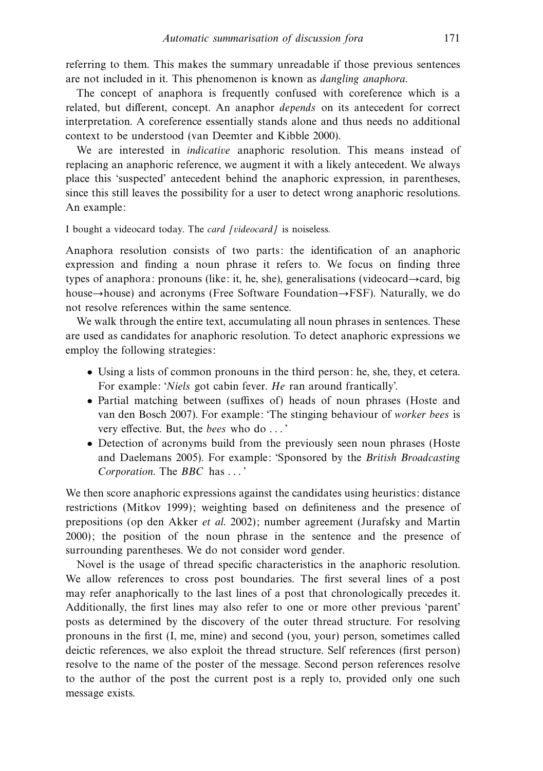referring to them. This makes the summary unreadable if those previous sentences are not included in it. This phenomenon is known as *dangling anaphora*.

The concept of anaphora is frequently confused with coreference which is a related, but different, concept. An anaphor *depends* on its antecedent for correct interpretation. A coreference essentially stands alone and thus needs no additional context to be understood (van Deemter and Kibble 2000).

We are interested in *indicative* anaphoric resolution. This means instead of replacing an anaphoric reference, we augment it with a likely antecedent. We always place this 'suspected' antecedent behind the anaphoric expression, in parentheses, since this still leaves the possibility for a user to detect wrong anaphoric resolutions. An example:

I bought a videocard today. The *card [videocard]* is noiseless.

Anaphora resolution consists of two parts: the identification of an anaphoric expression and finding a noun phrase it refers to. We focus on finding three types of anaphora: pronouns (like: it, he, she), generalisations (videocard→card, big house→house) and acronyms (Free Software Foundation→FSF). Naturally, we do not resolve references within the same sentence.

We walk through the entire text, accumulating all noun phrases in sentences. These are used as candidates for anaphoric resolution. To detect anaphoric expressions we employ the following strategies:

- Using a lists of common pronouns in the third person: he, she, they, et cetera. For example: '*Niels* got cabin fever. *He* ran around frantically'.
- Partial matching between (suffixes of) heads of noun phrases (Hoste and van den Bosch 2007). For example: 'The stinging behaviour of *worker bees* is very effective. But, the *bees* who do ...'
- Detection of acronyms build from the previously seen noun phrases (Hoste and Daelemans 2005). For example: 'Sponsored by the *British Broadcasting Corporation*. The *BBC* has ...'

We then score anaphoric expressions against the candidates using heuristics: distance restrictions (Mitkov 1999); weighting based on definiteness and the presence of prepositions (op den Akker *et al.* 2002); number agreement (Jurafsky and Martin 2000); the position of the noun phrase in the sentence and the presence of surrounding parentheses. We do not consider word gender.

Novel is the usage of thread specific characteristics in the anaphoric resolution. We allow references to cross post boundaries. The first several lines of a post may refer anaphorically to the last lines of a post that chronologically precedes it. Additionally, the first lines may also refer to one or more other previous 'parent' posts as determined by the discovery of the outer thread structure. For resolving pronouns in the first (I, me, mine) and second (you, your) person, sometimes called deictic references, we also exploit the thread structure. Self references (first person) resolve to the name of the poster of the message. Second person references resolve to the author of the post the current post is a reply to, provided only one such message exists.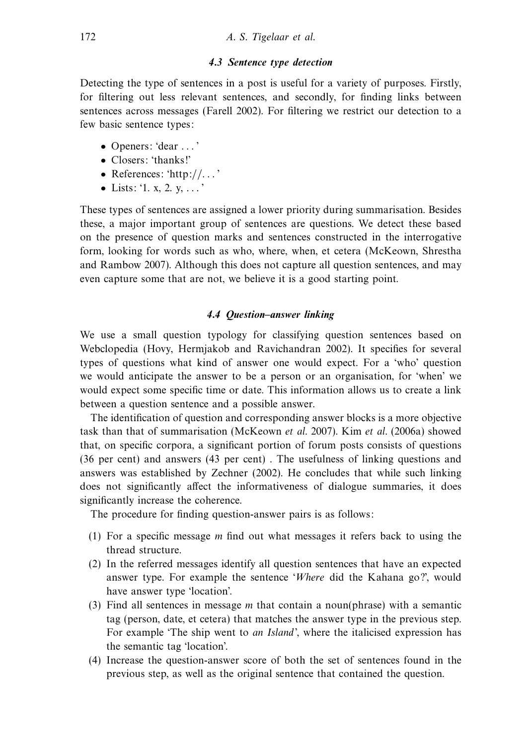### 4.3 Sentence type detection

Detecting the type of sentences in a post is useful for a variety of purposes. Firstly, for filtering out less relevant sentences, and secondly, for finding links between sentences across messages (Farell 2002). For filtering we restrict our detection to a few basic sentence types:

- Openers: 'dear . . . '
- Closers: 'thanks!'
- References: 'http://. . . '
- Lists: '1. x, 2. y, . . . '

These types of sentences are assigned a lower priority during summarisation. Besides these, a major important group of sentences are questions. We detect these based on the presence of question marks and sentences constructed in the interrogative form, looking for words such as who, where, when, et cetera (McKeown, Shrestha and Rambow 2007). Although this does not capture all question sentences, and may even capture some that are not, we believe it is a good starting point.

### 4.4 Question–answer linking

We use a small question typology for classifying question sentences based on Webclopedia (Hovy, Hermjakob and Ravichandran 2002). It specifies for several types of questions what kind of answer one would expect. For a 'who' question we would anticipate the answer to be a person or an organisation, for 'when' we would expect some specific time or date. This information allows us to create a link between a question sentence and a possible answer.

The identification of question and corresponding answer blocks is a more objective task than that of summarisation (McKeown *et al.* 2007). Kim *et al.* (2006a) showed that, on specific corpora, a significant portion of forum posts consists of questions (36 per cent) and answers (43 per cent) . The usefulness of linking questions and answers was established by Zechner (2002). He concludes that while such linking does not significantly affect the informativeness of dialogue summaries, it does significantly increase the coherence.

The procedure for finding question-answer pairs is as follows:

(1) For a specific message *m* find out what messages it refers back to using the thread structure.
(2) In the referred messages identify all question sentences that have an expected answer type. For example the sentence '*Where* did the Kahana go?', would have answer type 'location'.
(3) Find all sentences in message *m* that contain a noun(phrase) with a semantic tag (person, date, et cetera) that matches the answer type in the previous step. For example 'The ship went to *an Island*', where the italicised expression has the semantic tag 'location'.
(4) Increase the question-answer score of both the set of sentences found in the previous step, as well as the original sentence that contained the question.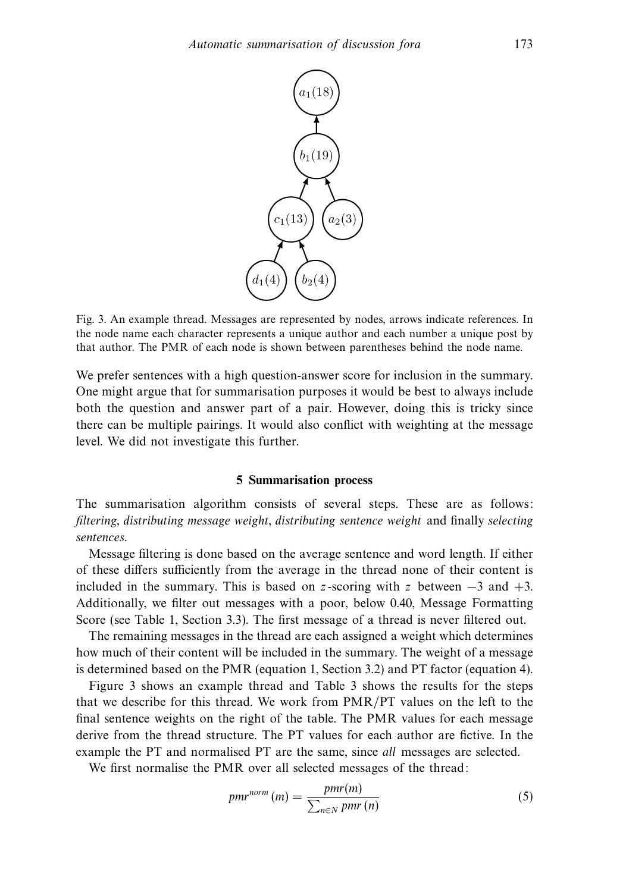Fig. 3. An example thread. Messages are represented by nodes, arrows indicate references. In the node name each character represents a unique author and each number a unique post by that author. The PMR of each node is shown between parentheses behind the node name.

We prefer sentences with a high question-answer score for inclusion in the summary. One might argue that for summarisation purposes it would be best to always include both the question and answer part of a pair. However, doing this is tricky since there can be multiple pairings. It would also conflict with weighting at the message level. We did not investigate this further.

## 5 Summarisation process

The summarisation algorithm consists of several steps. These are as follows: *filtering*, *distributing message weight*, *distributing sentence weight* and finally *selecting sentences*.

Message filtering is done based on the average sentence and word length. If either of these differs sufficiently from the average in the thread none of their content is included in the summary. This is based on $z$-scoring with $z$ between $-3$ and $+3$. Additionally, we filter out messages with a poor, below 0.40, Message Formatting Score (see Table 1, Section 3.3). The first message of a thread is never filtered out.

The remaining messages in the thread are each assigned a weight which determines how much of their content will be included in the summary. The weight of a message is determined based on the PMR (equation 1, Section 3.2) and PT factor (equation 4).

Figure 3 shows an example thread and Table 3 shows the results for the steps that we describe for this thread. We work from PMR/PT values on the left to the final sentence weights on the right of the table. The PMR values for each message derive from the thread structure. The PT values for each author are fictive. In the example the PT and normalised PT are the same, since *all* messages are selected.

We first normalise the PMR over all selected messages of the thread:

$$pmr^{norm}(m) = \frac{pmr(m)}{\sum_{n \in N} pmr(n)} \tag{5}$$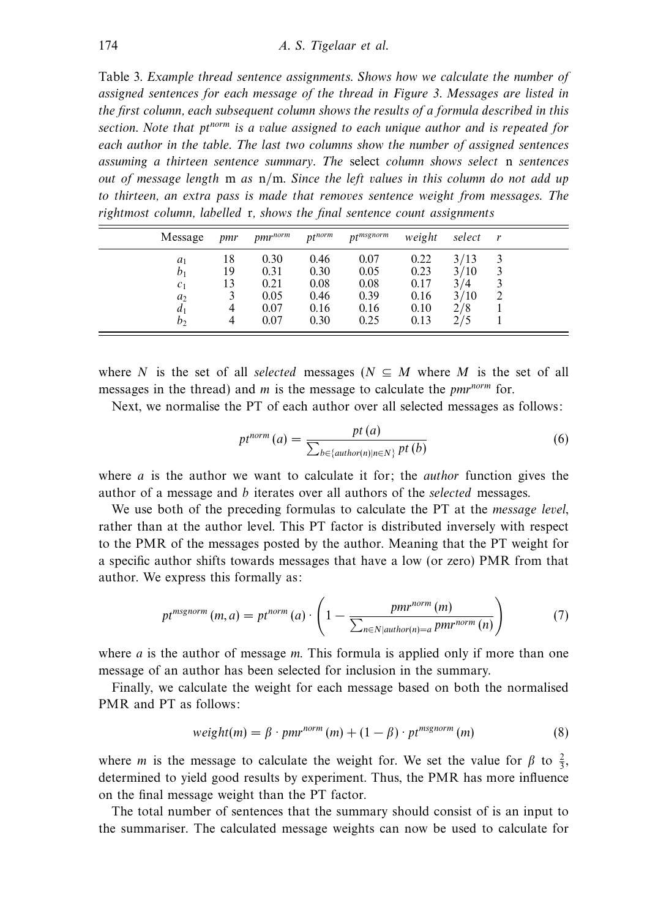Table 3. *Example thread sentence assignments. Shows how we calculate the number of assigned sentences for each message of the thread in Figure 3. Messages are listed in the first column, each subsequent column shows the results of a formula described in this section. Note that $pt^{norm}$ is a value assigned to each unique author and is repeated for each author in the table. The last two columns show the number of assigned sentences assuming a thirteen sentence summary. The* select *column shows select* n *sentences out of message length* m *as* n/m. *Since the left values in this column do not add up to thirteen, an extra pass is made that removes sentence weight from messages. The rightmost column, labelled* r, *shows the final sentence count assignments*

| Message | *pmr* | $pmr^{norm}$ | $pt^{norm}$ | $pt^{msgnorm}$ | *weight* | *select* | *r* |
|---|---|---|---|---|---|---|---|
| $a_1$ | 18 | 0.30 | 0.46 | 0.07 | 0.22 | 3/13 | 3 |
| $b_1$ | 19 | 0.31 | 0.30 | 0.05 | 0.23 | 3/10 | 3 |
| $c_1$ | 13 | 0.21 | 0.08 | 0.08 | 0.17 | 3/4 | 3 |
| $a_2$ | 3 | 0.05 | 0.46 | 0.39 | 0.16 | 3/10 | 2 |
| $d_1$ | 4 | 0.07 | 0.16 | 0.16 | 0.10 | 2/8 | 1 |
| $b_2$ | 4 | 0.07 | 0.30 | 0.25 | 0.13 | 2/5 | 1 |

where $N$ is the set of all *selected* messages ($N \subseteq M$ where $M$ is the set of all messages in the thread) and $m$ is the message to calculate the $pmr^{norm}$ for.

Next, we normalise the PT of each author over all selected messages as follows:

$$pt^{norm}(a) = \frac{pt(a)}{\sum_{b \in \{author(n) | n \in N\}} pt(b)} \tag{6}$$

where $a$ is the author we want to calculate it for; the *author* function gives the author of a message and $b$ iterates over all authors of the *selected* messages.

We use both of the preceding formulas to calculate the PT at the *message level*, rather than at the author level. This PT factor is distributed inversely with respect to the PMR of the messages posted by the author. Meaning that the PT weight for a specific author shifts towards messages that have a low (or zero) PMR from that author. We express this formally as:

$$pt^{msgnorm}(m, a) = pt^{norm}(a) \cdot \left(1 - \frac{pmr^{norm}(m)}{\sum_{n \in N | author(n) = a} pmr^{norm}(n)}\right) \tag{7}$$

where $a$ is the author of message $m$. This formula is applied only if more than one message of an author has been selected for inclusion in the summary.

Finally, we calculate the weight for each message based on both the normalised PMR and PT as follows:

$$weight(m) = \beta \cdot pmr^{norm}(m) + (1 - \beta) \cdot pt^{msgnorm}(m) \tag{8}$$

where $m$ is the message to calculate the weight for. We set the value for $\beta$ to $\frac{2}{3}$, determined to yield good results by experiment. Thus, the PMR has more influence on the final message weight than the PT factor.

The total number of sentences that the summary should consist of is an input to the summariser. The calculated message weights can now be used to calculate for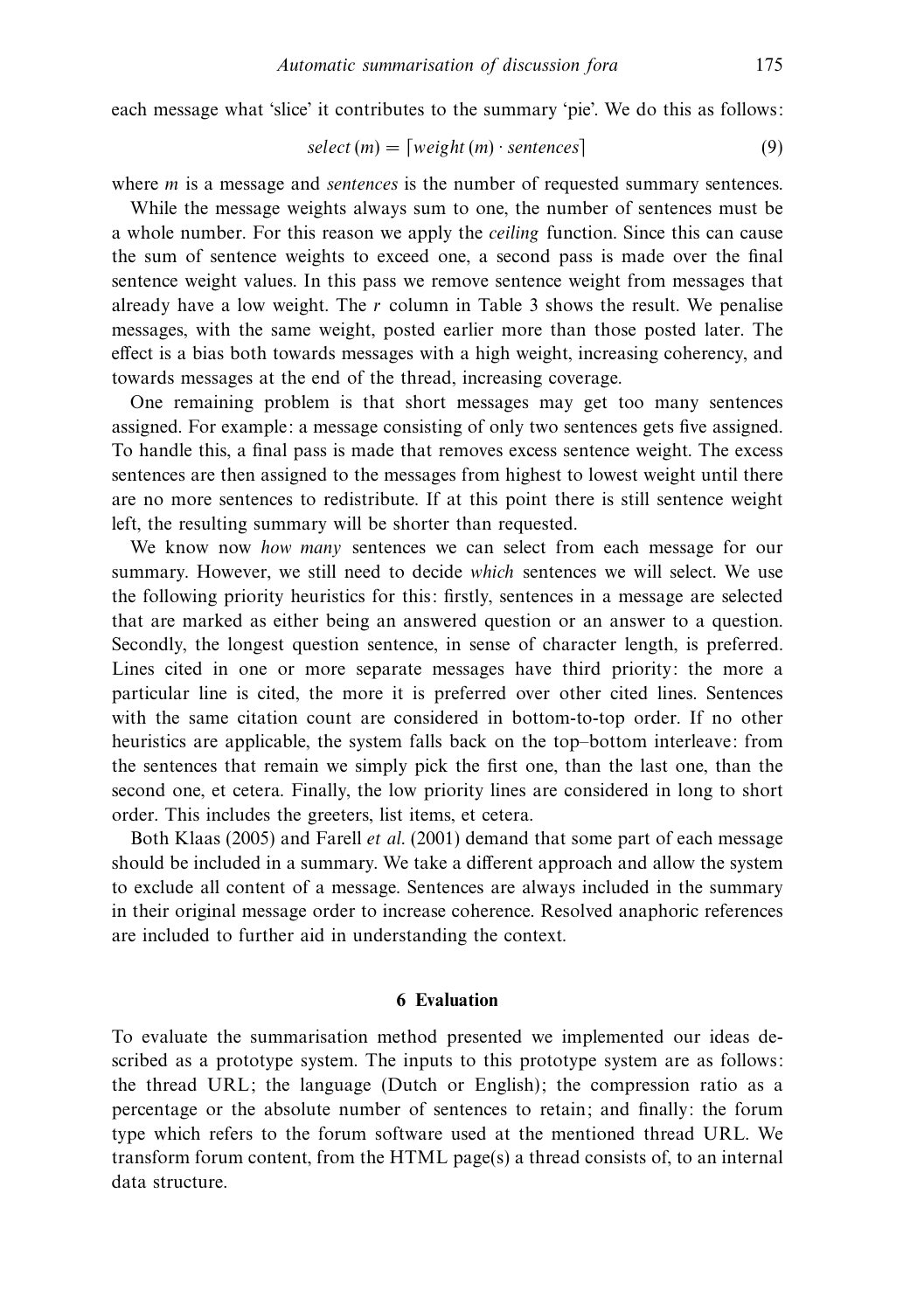each message what 'slice' it contributes to the summary 'pie'. We do this as follows:

$$select(m) = \lceil weight(m) \cdot sentences \rceil \tag{9}$$

where $m$ is a message and *sentences* is the number of requested summary sentences.

While the message weights always sum to one, the number of sentences must be a whole number. For this reason we apply the *ceiling* function. Since this can cause the sum of sentence weights to exceed one, a second pass is made over the final sentence weight values. In this pass we remove sentence weight from messages that already have a low weight. The $r$ column in Table 3 shows the result. We penalise messages, with the same weight, posted earlier more than those posted later. The effect is a bias both towards messages with a high weight, increasing coherency, and towards messages at the end of the thread, increasing coverage.

One remaining problem is that short messages may get too many sentences assigned. For example: a message consisting of only two sentences gets five assigned. To handle this, a final pass is made that removes excess sentence weight. The excess sentences are then assigned to the messages from highest to lowest weight until there are no more sentences to redistribute. If at this point there is still sentence weight left, the resulting summary will be shorter than requested.

We know now *how many* sentences we can select from each message for our summary. However, we still need to decide *which* sentences we will select. We use the following priority heuristics for this: firstly, sentences in a message are selected that are marked as either being an answered question or an answer to a question. Secondly, the longest question sentence, in sense of character length, is preferred. Lines cited in one or more separate messages have third priority: the more a particular line is cited, the more it is preferred over other cited lines. Sentences with the same citation count are considered in bottom-to-top order. If no other heuristics are applicable, the system falls back on the top–bottom interleave: from the sentences that remain we simply pick the first one, than the last one, than the second one, et cetera. Finally, the low priority lines are considered in long to short order. This includes the greeters, list items, et cetera.

Both Klaas (2005) and Farell *et al.* (2001) demand that some part of each message should be included in a summary. We take a different approach and allow the system to exclude all content of a message. Sentences are always included in the summary in their original message order to increase coherence. Resolved anaphoric references are included to further aid in understanding the context.

## 6 Evaluation

To evaluate the summarisation method presented we implemented our ideas described as a prototype system. The inputs to this prototype system are as follows: the thread URL; the language (Dutch or English); the compression ratio as a percentage or the absolute number of sentences to retain; and finally: the forum type which refers to the forum software used at the mentioned thread URL. We transform forum content, from the HTML page(s) a thread consists of, to an internal data structure.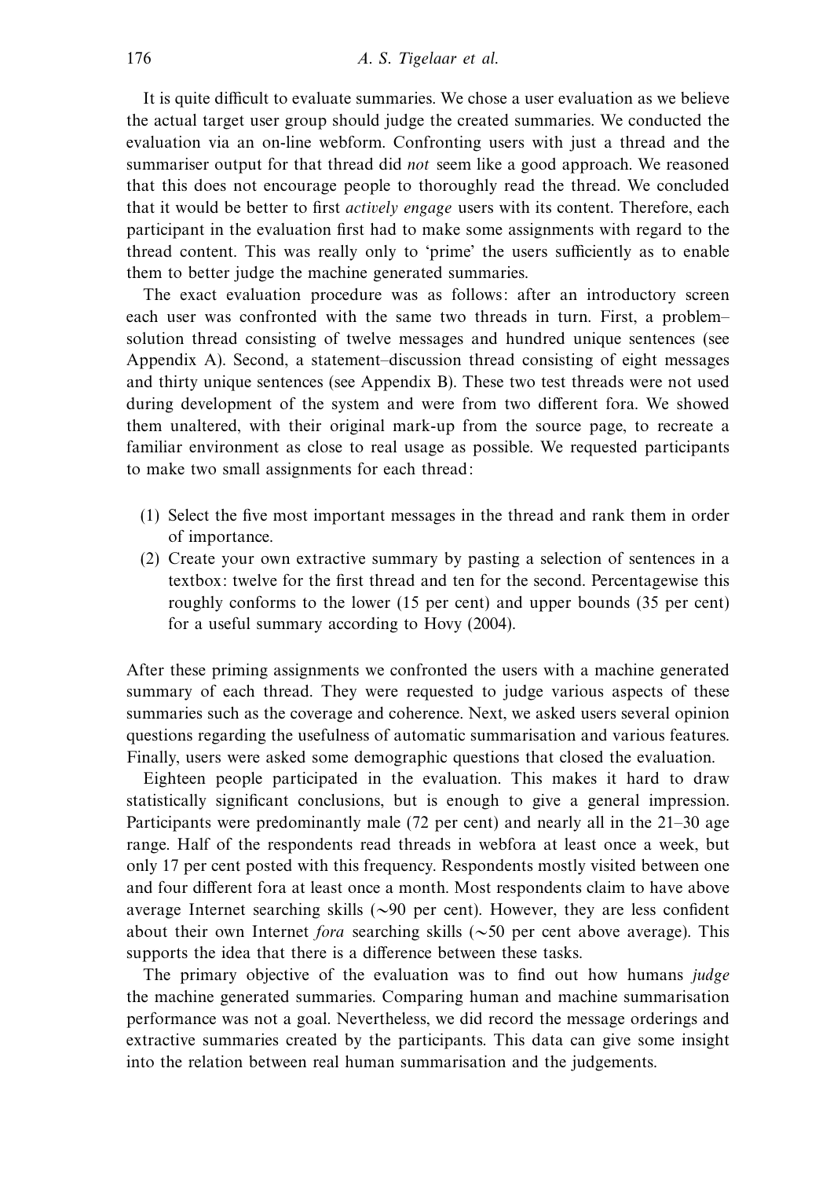It is quite difficult to evaluate summaries. We chose a user evaluation as we believe the actual target user group should judge the created summaries. We conducted the evaluation via an on-line webform. Confronting users with just a thread and the summariser output for that thread did *not* seem like a good approach. We reasoned that this does not encourage people to thoroughly read the thread. We concluded that it would be better to first *actively engage* users with its content. Therefore, each participant in the evaluation first had to make some assignments with regard to the thread content. This was really only to 'prime' the users sufficiently as to enable them to better judge the machine generated summaries.

The exact evaluation procedure was as follows: after an introductory screen each user was confronted with the same two threads in turn. First, a problem–solution thread consisting of twelve messages and hundred unique sentences (see Appendix A). Second, a statement–discussion thread consisting of eight messages and thirty unique sentences (see Appendix B). These two test threads were not used during development of the system and were from two different fora. We showed them unaltered, with their original mark-up from the source page, to recreate a familiar environment as close to real usage as possible. We requested participants to make two small assignments for each thread:

(1) Select the five most important messages in the thread and rank them in order of importance.
(2) Create your own extractive summary by pasting a selection of sentences in a textbox: twelve for the first thread and ten for the second. Percentagewise this roughly conforms to the lower (15 per cent) and upper bounds (35 per cent) for a useful summary according to Hovy (2004).

After these priming assignments we confronted the users with a machine generated summary of each thread. They were requested to judge various aspects of these summaries such as the coverage and coherence. Next, we asked users several opinion questions regarding the usefulness of automatic summarisation and various features. Finally, users were asked some demographic questions that closed the evaluation.

Eighteen people participated in the evaluation. This makes it hard to draw statistically significant conclusions, but is enough to give a general impression. Participants were predominantly male (72 per cent) and nearly all in the 21–30 age range. Half of the respondents read threads in webfora at least once a week, but only 17 per cent posted with this frequency. Respondents mostly visited between one and four different fora at least once a month. Most respondents claim to have above average Internet searching skills (∼90 per cent). However, they are less confident about their own Internet *fora* searching skills (∼50 per cent above average). This supports the idea that there is a difference between these tasks.

The primary objective of the evaluation was to find out how humans *judge* the machine generated summaries. Comparing human and machine summarisation performance was not a goal. Nevertheless, we did record the message orderings and extractive summaries created by the participants. This data can give some insight into the relation between real human summarisation and the judgements.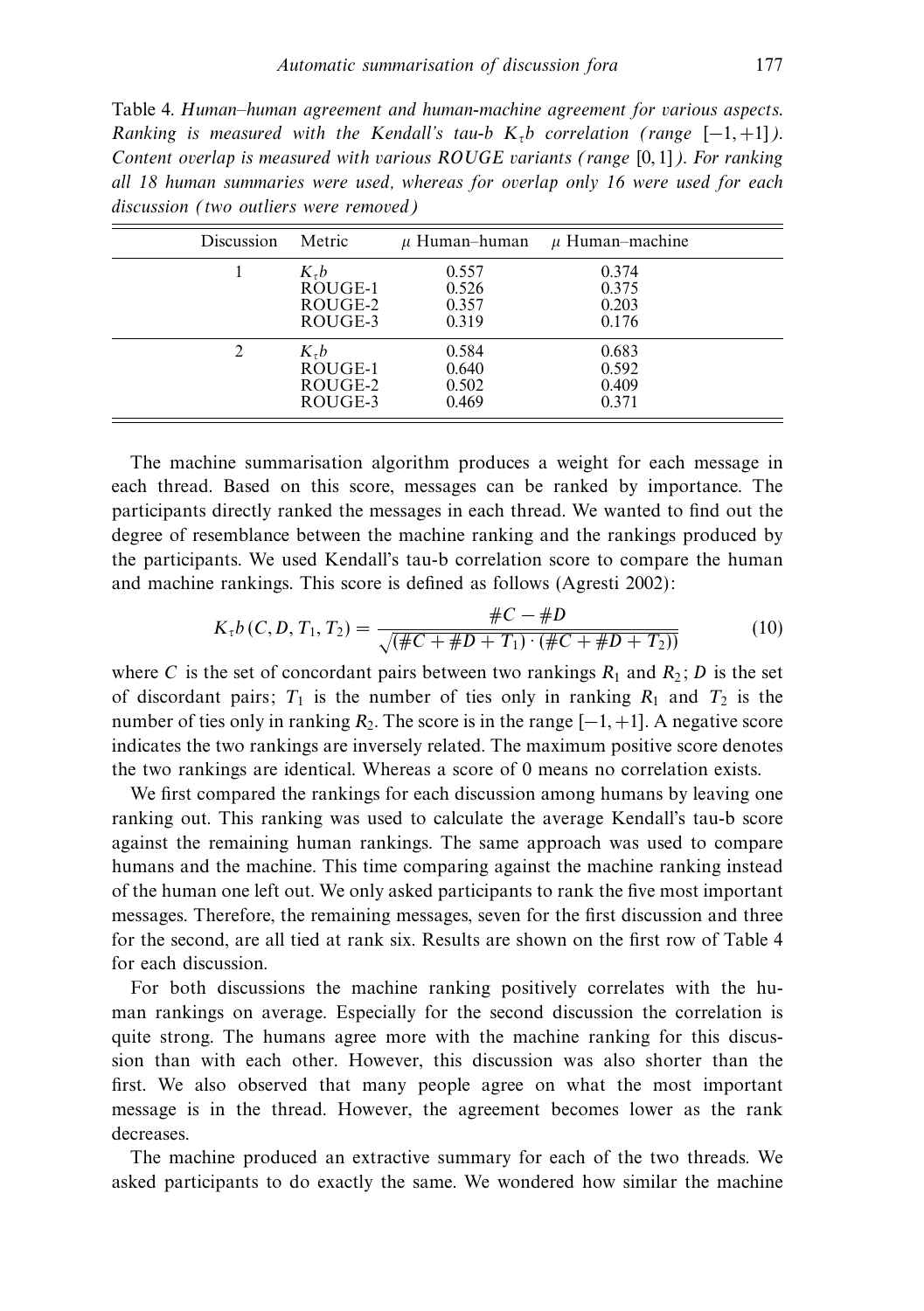Table 4. *Human–human agreement and human-machine agreement for various aspects. Ranking is measured with the Kendall's tau-b $K_\tau b$ correlation (range $[-1, +1]$). Content overlap is measured with various ROUGE variants (range $[0, 1]$). For ranking all 18 human summaries were used, whereas for overlap only 16 were used for each discussion (two outliers were removed)*

| Discussion | Metric | $\mu$ Human–human | $\mu$ Human–machine |
|---|---|---|---|
| 1 | $K_\tau b$ | 0.557 | 0.374 |
| | ROUGE-1 | 0.526 | 0.375 |
| | ROUGE-2 | 0.357 | 0.203 |
| | ROUGE-3 | 0.319 | 0.176 |
| 2 | $K_\tau b$ | 0.584 | 0.683 |
| | ROUGE-1 | 0.640 | 0.592 |
| | ROUGE-2 | 0.502 | 0.409 |
| | ROUGE-3 | 0.469 | 0.371 |

The machine summarisation algorithm produces a weight for each message in each thread. Based on this score, messages can be ranked by importance. The participants directly ranked the messages in each thread. We wanted to find out the degree of resemblance between the machine ranking and the rankings produced by the participants. We used Kendall's tau-b correlation score to compare the human and machine rankings. This score is defined as follows (Agresti 2002):

$$K_\tau b(C, D, T_1, T_2) = \frac{\#C - \#D}{\sqrt{(\#C + \#D + T_1) \cdot (\#C + \#D + T_2))}} \tag{10}$$

where $C$ is the set of concordant pairs between two rankings $R_1$ and $R_2$; $D$ is the set of discordant pairs; $T_1$ is the number of ties only in ranking $R_1$ and $T_2$ is the number of ties only in ranking $R_2$. The score is in the range $[-1, +1]$. A negative score indicates the two rankings are inversely related. The maximum positive score denotes the two rankings are identical. Whereas a score of 0 means no correlation exists.

We first compared the rankings for each discussion among humans by leaving one ranking out. This ranking was used to calculate the average Kendall's tau-b score against the remaining human rankings. The same approach was used to compare humans and the machine. This time comparing against the machine ranking instead of the human one left out. We only asked participants to rank the five most important messages. Therefore, the remaining messages, seven for the first discussion and three for the second, are all tied at rank six. Results are shown on the first row of Table 4 for each discussion.

For both discussions the machine ranking positively correlates with the human rankings on average. Especially for the second discussion the correlation is quite strong. The humans agree more with the machine ranking for this discussion than with each other. However, this discussion was also shorter than the first. We also observed that many people agree on what the most important message is in the thread. However, the agreement becomes lower as the rank decreases.

The machine produced an extractive summary for each of the two threads. We asked participants to do exactly the same. We wondered how similar the machine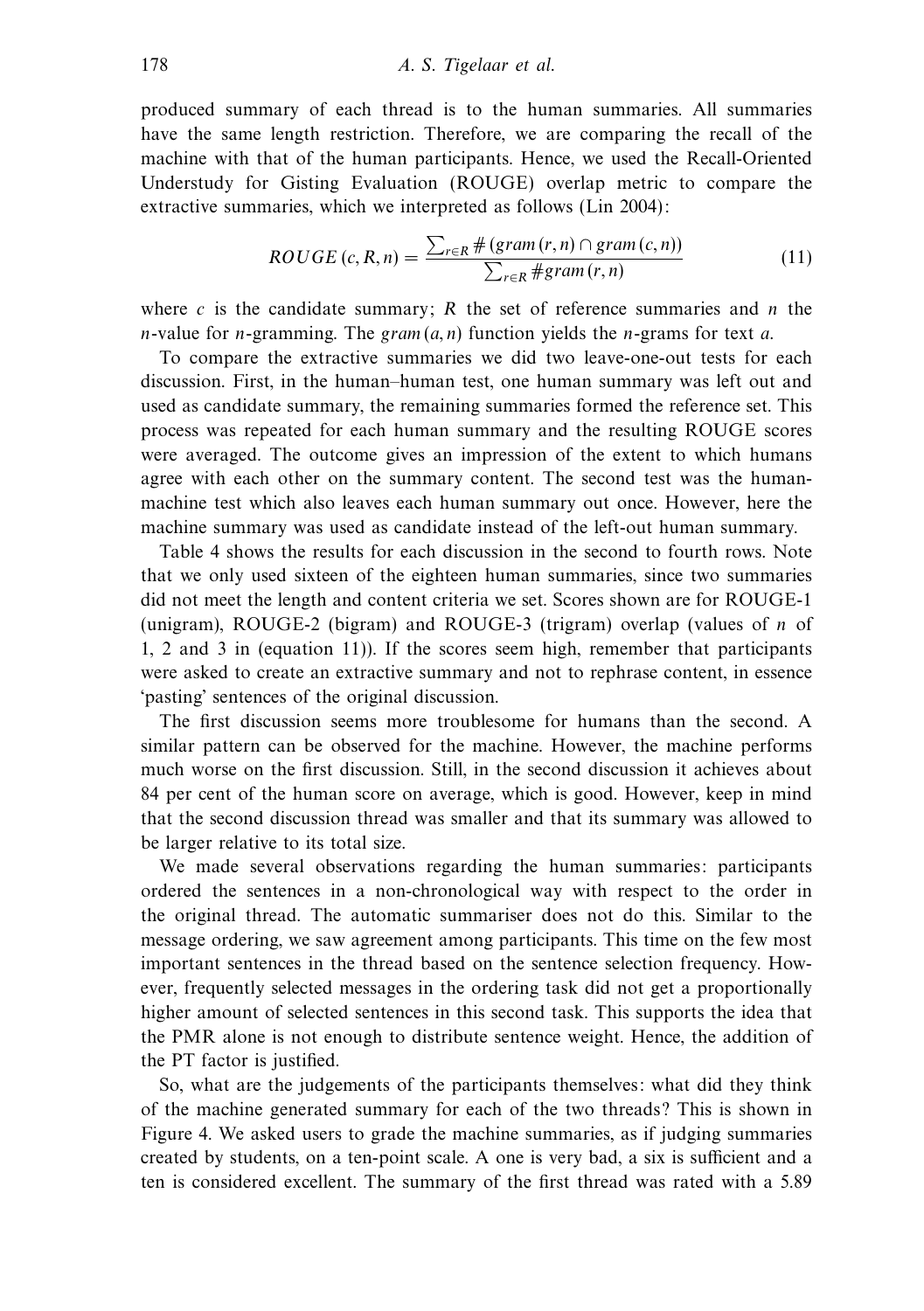produced summary of each thread is to the human summaries. All summaries have the same length restriction. Therefore, we are comparing the recall of the machine with that of the human participants. Hence, we used the Recall-Oriented Understudy for Gisting Evaluation (ROUGE) overlap metric to compare the extractive summaries, which we interpreted as follows (Lin 2004):

$$ROUGE\,(c, R, n) = \frac{\sum_{r \in R} \#\,(gram\,(r, n) \cap gram\,(c, n))}{\sum_{r \in R} \#gram\,(r, n)} \tag{11}$$

where $c$ is the candidate summary; $R$ the set of reference summaries and $n$ the $n$-value for $n$-gramming. The $gram\,(a, n)$ function yields the $n$-grams for text $a$.

To compare the extractive summaries we did two leave-one-out tests for each discussion. First, in the human–human test, one human summary was left out and used as candidate summary, the remaining summaries formed the reference set. This process was repeated for each human summary and the resulting ROUGE scores were averaged. The outcome gives an impression of the extent to which humans agree with each other on the summary content. The second test was the human-machine test which also leaves each human summary out once. However, here the machine summary was used as candidate instead of the left-out human summary.

Table 4 shows the results for each discussion in the second to fourth rows. Note that we only used sixteen of the eighteen human summaries, since two summaries did not meet the length and content criteria we set. Scores shown are for ROUGE-1 (unigram), ROUGE-2 (bigram) and ROUGE-3 (trigram) overlap (values of $n$ of 1, 2 and 3 in (equation 11)). If the scores seem high, remember that participants were asked to create an extractive summary and not to rephrase content, in essence 'pasting' sentences of the original discussion.

The first discussion seems more troublesome for humans than the second. A similar pattern can be observed for the machine. However, the machine performs much worse on the first discussion. Still, in the second discussion it achieves about 84 per cent of the human score on average, which is good. However, keep in mind that the second discussion thread was smaller and that its summary was allowed to be larger relative to its total size.

We made several observations regarding the human summaries: participants ordered the sentences in a non-chronological way with respect to the order in the original thread. The automatic summariser does not do this. Similar to the message ordering, we saw agreement among participants. This time on the few most important sentences in the thread based on the sentence selection frequency. However, frequently selected messages in the ordering task did not get a proportionally higher amount of selected sentences in this second task. This supports the idea that the PMR alone is not enough to distribute sentence weight. Hence, the addition of the PT factor is justified.

So, what are the judgements of the participants themselves: what did they think of the machine generated summary for each of the two threads? This is shown in Figure 4. We asked users to grade the machine summaries, as if judging summaries created by students, on a ten-point scale. A one is very bad, a six is sufficient and a ten is considered excellent. The summary of the first thread was rated with a 5.89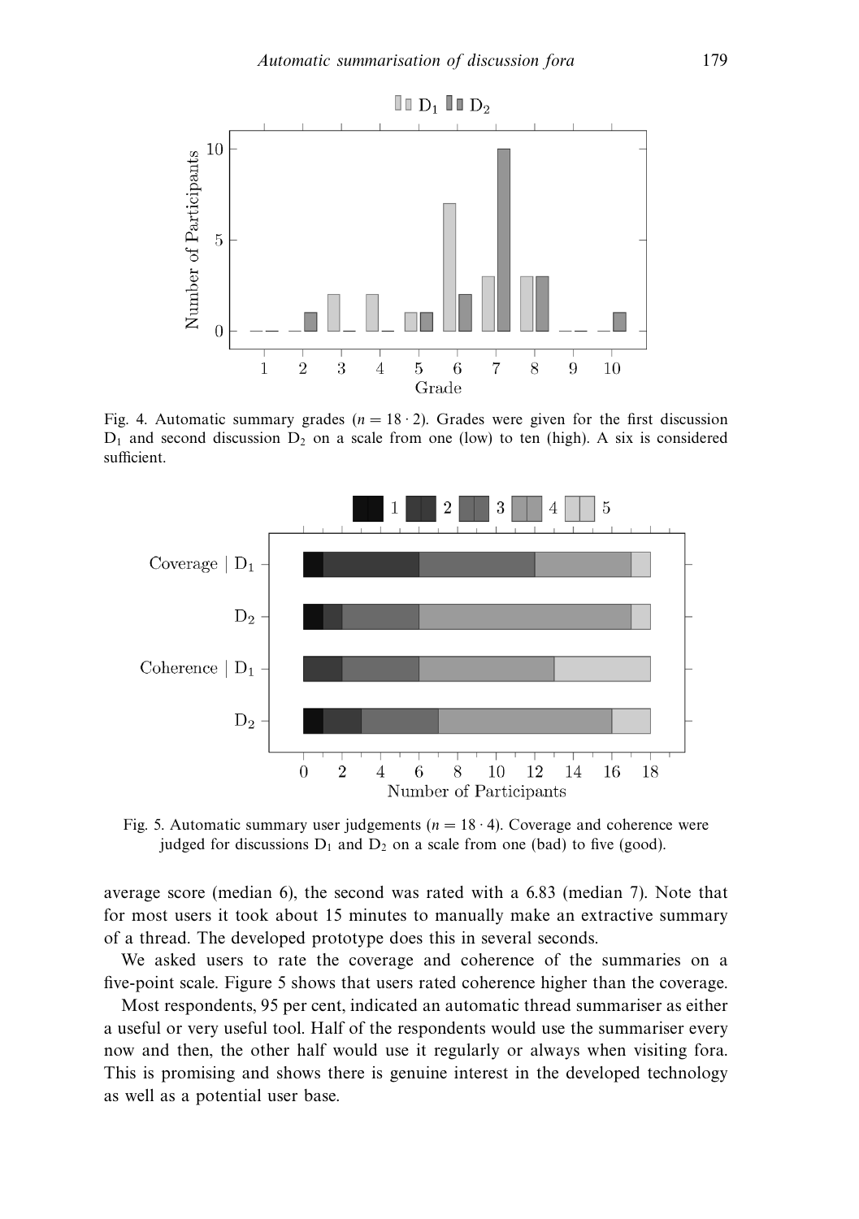Fig. 4. Automatic summary grades ($n = 18 \cdot 2$). Grades were given for the first discussion $D_1$ and second discussion $D_2$ on a scale from one (low) to ten (high). A six is considered sufficient.

Fig. 5. Automatic summary user judgements ($n = 18 \cdot 4$). Coverage and coherence were judged for discussions $D_1$ and $D_2$ on a scale from one (bad) to five (good).

average score (median 6), the second was rated with a 6.83 (median 7). Note that for most users it took about 15 minutes to manually make an extractive summary of a thread. The developed prototype does this in several seconds.

We asked users to rate the coverage and coherence of the summaries on a five-point scale. Figure 5 shows that users rated coherence higher than the coverage.

Most respondents, 95 per cent, indicated an automatic thread summariser as either a useful or very useful tool. Half of the respondents would use the summariser every now and then, the other half would use it regularly or always when visiting fora. This is promising and shows there is genuine interest in the developed technology as well as a potential user base.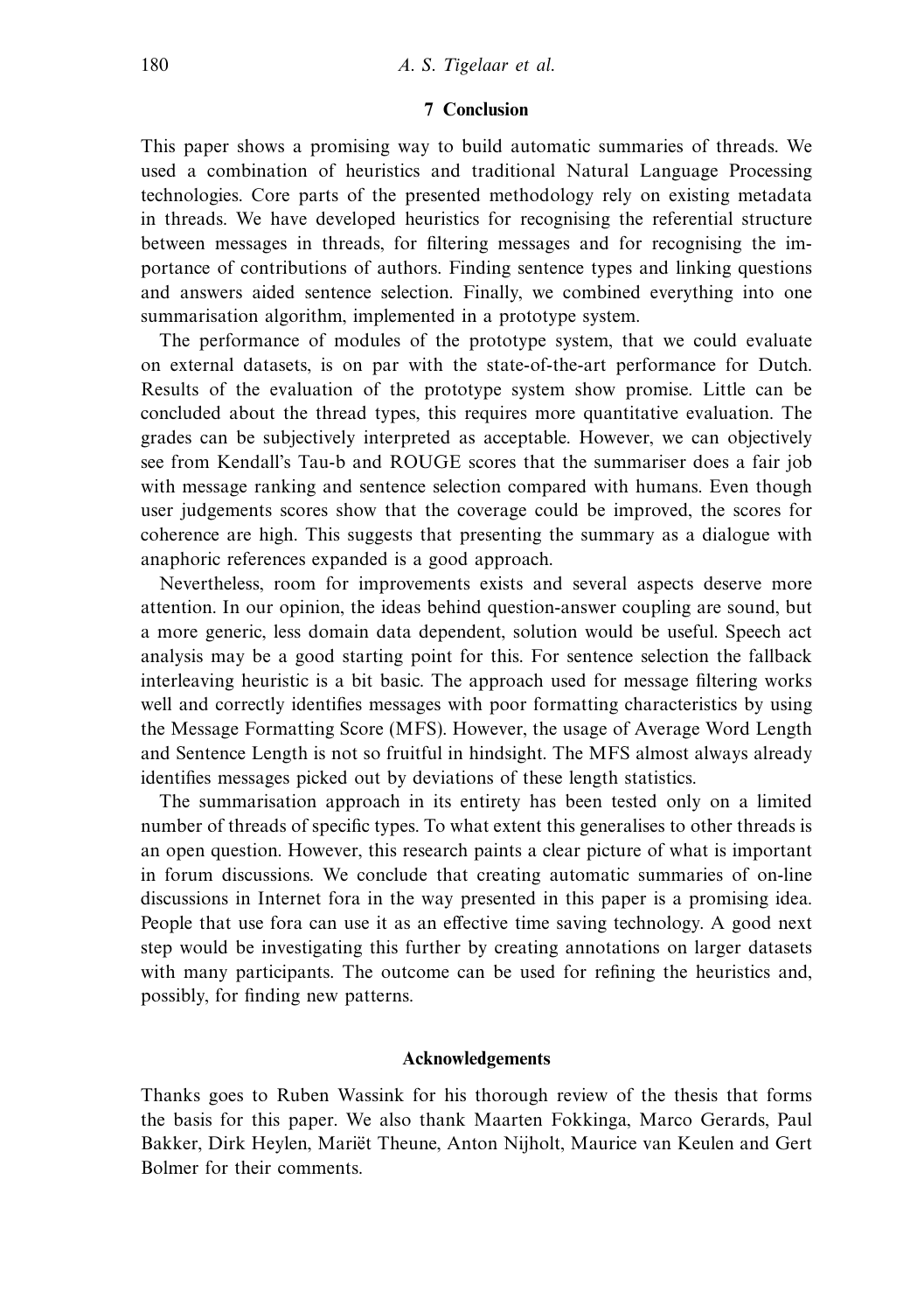## 7 Conclusion

This paper shows a promising way to build automatic summaries of threads. We used a combination of heuristics and traditional Natural Language Processing technologies. Core parts of the presented methodology rely on existing metadata in threads. We have developed heuristics for recognising the referential structure between messages in threads, for filtering messages and for recognising the importance of contributions of authors. Finding sentence types and linking questions and answers aided sentence selection. Finally, we combined everything into one summarisation algorithm, implemented in a prototype system.

The performance of modules of the prototype system, that we could evaluate on external datasets, is on par with the state-of-the-art performance for Dutch. Results of the evaluation of the prototype system show promise. Little can be concluded about the thread types, this requires more quantitative evaluation. The grades can be subjectively interpreted as acceptable. However, we can objectively see from Kendall's Tau-b and ROUGE scores that the summariser does a fair job with message ranking and sentence selection compared with humans. Even though user judgements scores show that the coverage could be improved, the scores for coherence are high. This suggests that presenting the summary as a dialogue with anaphoric references expanded is a good approach.

Nevertheless, room for improvements exists and several aspects deserve more attention. In our opinion, the ideas behind question-answer coupling are sound, but a more generic, less domain data dependent, solution would be useful. Speech act analysis may be a good starting point for this. For sentence selection the fallback interleaving heuristic is a bit basic. The approach used for message filtering works well and correctly identifies messages with poor formatting characteristics by using the Message Formatting Score (MFS). However, the usage of Average Word Length and Sentence Length is not so fruitful in hindsight. The MFS almost always already identifies messages picked out by deviations of these length statistics.

The summarisation approach in its entirety has been tested only on a limited number of threads of specific types. To what extent this generalises to other threads is an open question. However, this research paints a clear picture of what is important in forum discussions. We conclude that creating automatic summaries of on-line discussions in Internet fora in the way presented in this paper is a promising idea. People that use fora can use it as an effective time saving technology. A good next step would be investigating this further by creating annotations on larger datasets with many participants. The outcome can be used for refining the heuristics and, possibly, for finding new patterns.

## Acknowledgements

Thanks goes to Ruben Wassink for his thorough review of the thesis that forms the basis for this paper. We also thank Maarten Fokkinga, Marco Gerards, Paul Bakker, Dirk Heylen, Mariët Theune, Anton Nijholt, Maurice van Keulen and Gert Bolmer for their comments.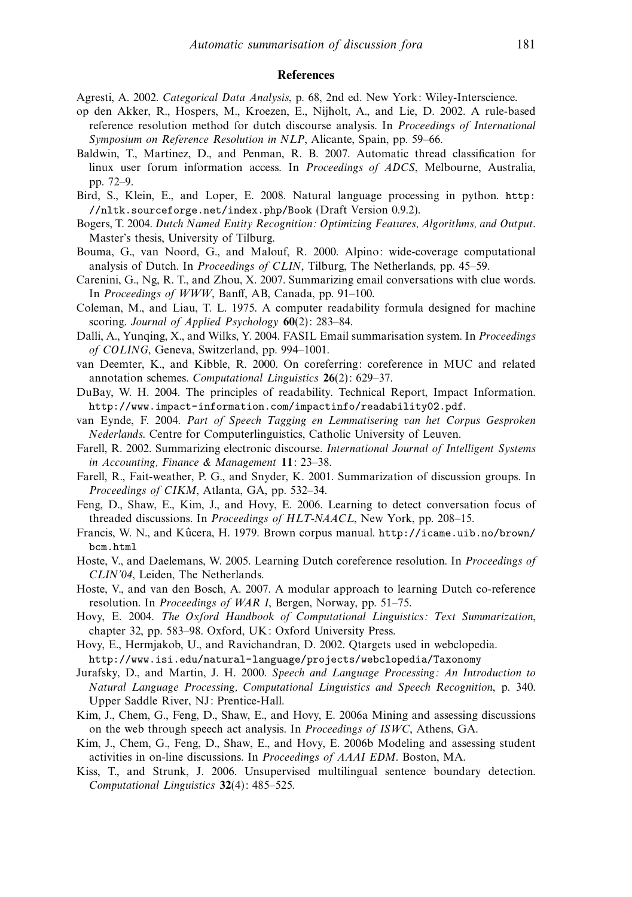## References

Agresti, A. 2002. *Categorical Data Analysis*, p. 68, 2nd ed. New York: Wiley-Interscience.

op den Akker, R., Hospers, M., Kroezen, E., Nijholt, A., and Lie, D. 2002. A rule-based reference resolution method for dutch discourse analysis. In *Proceedings of International Symposium on Reference Resolution in NLP*, Alicante, Spain, pp. 59–66.

Baldwin, T., Martinez, D., and Penman, R. B. 2007. Automatic thread classification for linux user forum information access. In *Proceedings of ADCS*, Melbourne, Australia, pp. 72–9.

Bird, S., Klein, E., and Loper, E. 2008. Natural language processing in python. `http://nltk.sourceforge.net/index.php/Book` (Draft Version 0.9.2).

Bogers, T. 2004. *Dutch Named Entity Recognition: Optimizing Features, Algorithms, and Output*. Master's thesis, University of Tilburg.

Bouma, G., van Noord, G., and Malouf, R. 2000. Alpino: wide-coverage computational analysis of Dutch. In *Proceedings of CLIN*, Tilburg, The Netherlands, pp. 45–59.

Carenini, G., Ng, R. T., and Zhou, X. 2007. Summarizing email conversations with clue words. In *Proceedings of WWW*, Banff, AB, Canada, pp. 91–100.

Coleman, M., and Liau, T. L. 1975. A computer readability formula designed for machine scoring. *Journal of Applied Psychology* **60**(2): 283–84.

Dalli, A., Yunqing, X., and Wilks, Y. 2004. FASIL Email summarisation system. In *Proceedings of COLING*, Geneva, Switzerland, pp. 994–1001.

van Deemter, K., and Kibble, R. 2000. On coreferring: coreference in MUC and related annotation schemes. *Computational Linguistics* **26**(2): 629–37.

DuBay, W. H. 2004. The principles of readability. Technical Report, Impact Information. `http://www.impact-information.com/impactinfo/readability02.pdf`.

van Eynde, F. 2004. *Part of Speech Tagging en Lemmatisering van het Corpus Gesproken Nederlands*. Centre for Computerlinguistics, Catholic University of Leuven.

Farell, R. 2002. Summarizing electronic discourse. *International Journal of Intelligent Systems in Accounting, Finance & Management* **11**: 23–38.

Farell, R., Fait-weather, P. G., and Snyder, K. 2001. Summarization of discussion groups. In *Proceedings of CIKM*, Atlanta, GA, pp. 532–34.

Feng, D., Shaw, E., Kim, J., and Hovy, E. 2006. Learning to detect conversation focus of threaded discussions. In *Proceedings of HLT-NAACL*, New York, pp. 208–15.

Francis, W. N., and Kûcera, H. 1979. Brown corpus manual. `http://icame.uib.no/brown/bcm.html`

Hoste, V., and Daelemans, W. 2005. Learning Dutch coreference resolution. In *Proceedings of CLIN'04*, Leiden, The Netherlands.

Hoste, V., and van den Bosch, A. 2007. A modular approach to learning Dutch co-reference resolution. In *Proceedings of WAR I*, Bergen, Norway, pp. 51–75.

Hovy, E. 2004. *The Oxford Handbook of Computational Linguistics: Text Summarization*, chapter 32, pp. 583–98. Oxford, UK: Oxford University Press.

Hovy, E., Hermjakob, U., and Ravichandran, D. 2002. Qtargets used in webclopedia. `http://www.isi.edu/natural-language/projects/webclopedia/Taxonomy`

Jurafsky, D., and Martin, J. H. 2000. *Speech and Language Processing: An Introduction to Natural Language Processing, Computational Linguistics and Speech Recognition*, p. 340. Upper Saddle River, NJ: Prentice-Hall.

Kim, J., Chem, G., Feng, D., Shaw, E., and Hovy, E. 2006a Mining and assessing discussions on the web through speech act analysis. In *Proceedings of ISWC*, Athens, GA.

Kim, J., Chem, G., Feng, D., Shaw, E., and Hovy, E. 2006b Modeling and assessing student activities in on-line discussions. In *Proceedings of AAAI EDM*. Boston, MA.

Kiss, T., and Strunk, J. 2006. Unsupervised multilingual sentence boundary detection. *Computational Linguistics* **32**(4): 485–525.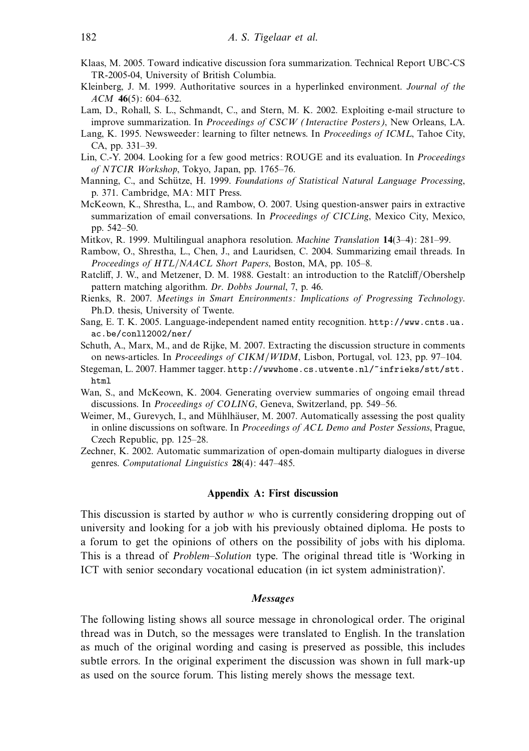Klaas, M. 2005. Toward indicative discussion fora summarization. Technical Report UBC-CS TR-2005-04, University of British Columbia.

Kleinberg, J. M. 1999. Authoritative sources in a hyperlinked environment. *Journal of the ACM* **46**(5): 604–632.

Lam, D., Rohall, S. L., Schmandt, C., and Stern, M. K. 2002. Exploiting e-mail structure to improve summarization. In *Proceedings of CSCW (Interactive Posters)*, New Orleans, LA.

Lang, K. 1995. Newsweeder: learning to filter netnews. In *Proceedings of ICML*, Tahoe City, CA, pp. 331–39.

Lin, C.-Y. 2004. Looking for a few good metrics: ROUGE and its evaluation. In *Proceedings of NTCIR Workshop*, Tokyo, Japan, pp. 1765–76.

Manning, C., and Schütze, H. 1999. *Foundations of Statistical Natural Language Processing*, p. 371. Cambridge, MA: MIT Press.

McKeown, K., Shrestha, L., and Rambow, O. 2007. Using question-answer pairs in extractive summarization of email conversations. In *Proceedings of CICLing*, Mexico City, Mexico, pp. 542–50.

Mitkov, R. 1999. Multilingual anaphora resolution. *Machine Translation* **14**(3–4): 281–99.

Rambow, O., Shrestha, L., Chen, J., and Lauridsen, C. 2004. Summarizing email threads. In *Proceedings of HTL/NAACL Short Papers*, Boston, MA, pp. 105–8.

Ratcliff, J. W., and Metzener, D. M. 1988. Gestalt: an introduction to the Ratcliff/Obershelp pattern matching algorithm. *Dr. Dobbs Journal*, 7, p. 46.

Rienks, R. 2007. *Meetings in Smart Environments: Implications of Progressing Technology*. Ph.D. thesis, University of Twente.

Sang, E. T. K. 2005. Language-independent named entity recognition. http://www.cnts.ua.ac.be/conll2002/ner/

Schuth, A., Marx, M., and de Rijke, M. 2007. Extracting the discussion structure in comments on news-articles. In *Proceedings of CIKM/WIDM*, Lisbon, Portugal, vol. 123, pp. 97–104.

Stegeman, L. 2007. Hammer tagger. http://wwwhome.cs.utwente.nl/~infrieks/stt/stt.html

Wan, S., and McKeown, K. 2004. Generating overview summaries of ongoing email thread discussions. In *Proceedings of COLING*, Geneva, Switzerland, pp. 549–56.

Weimer, M., Gurevych, I., and Mühlhäuser, M. 2007. Automatically assessing the post quality in online discussions on software. In *Proceedings of ACL Demo and Poster Sessions*, Prague, Czech Republic, pp. 125–28.

Zechner, K. 2002. Automatic summarization of open-domain multiparty dialogues in diverse genres. *Computational Linguistics* **28**(4): 447–485.

## Appendix A: First discussion

This discussion is started by author *w* who is currently considering dropping out of university and looking for a job with his previously obtained diploma. He posts to a forum to get the opinions of others on the possibility of jobs with his diploma. This is a thread of *Problem–Solution* type. The original thread title is 'Working in ICT with senior secondary vocational education (in ict system administration)'.

### *Messages*

The following listing shows all source message in chronological order. The original thread was in Dutch, so the messages were translated to English. In the translation as much of the original wording and casing is preserved as possible, this includes subtle errors. In the original experiment the discussion was shown in full mark-up as used on the source forum. This listing merely shows the message text.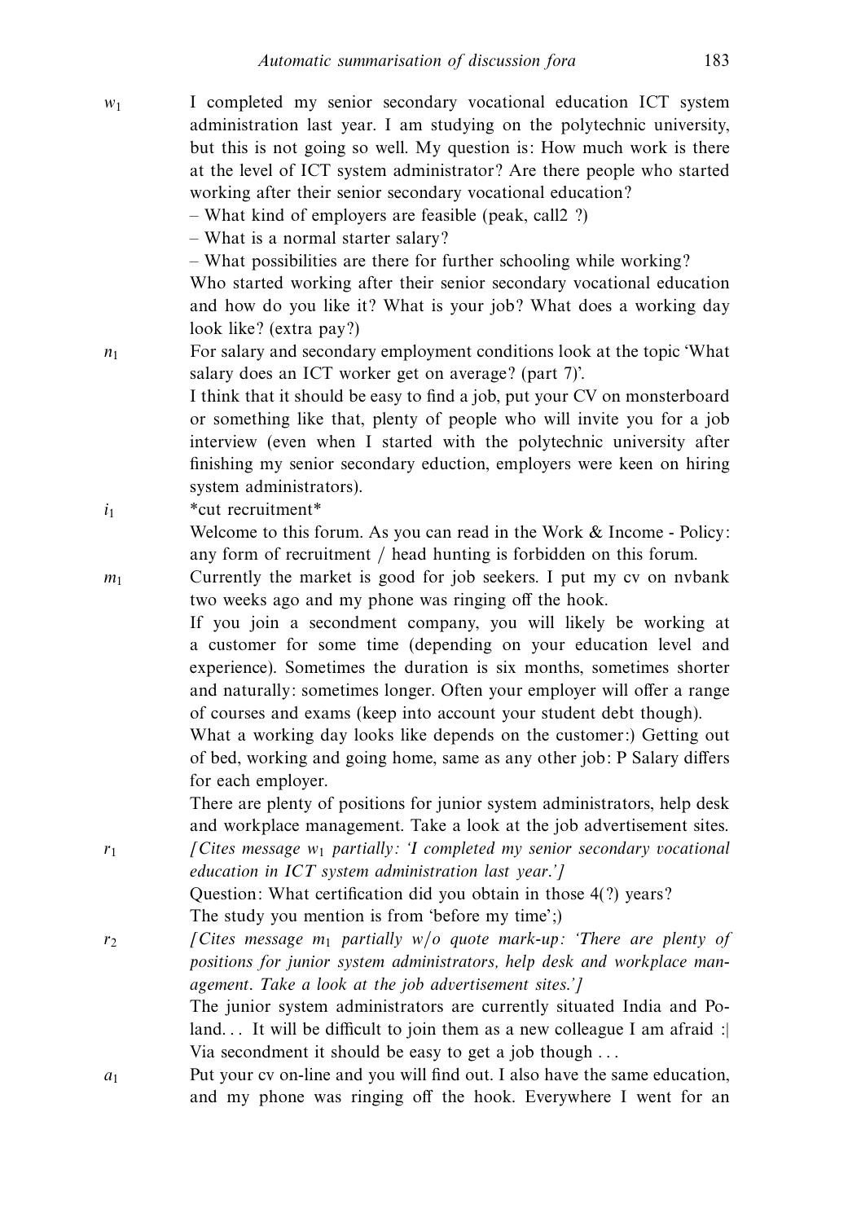$w_1$ I completed my senior secondary vocational education ICT system administration last year. I am studying on the polytechnic university, but this is not going so well. My question is: How much work is there at the level of ICT system administrator? Are there people who started working after their senior secondary vocational education?

– What kind of employers are feasible (peak, call2 ?)

– What is a normal starter salary?

– What possibilities are there for further schooling while working?

Who started working after their senior secondary vocational education and how do you like it? What is your job? What does a working day look like? (extra pay?)

$n_1$ For salary and secondary employment conditions look at the topic 'What salary does an ICT worker get on average? (part 7)'.

I think that it should be easy to find a job, put your CV on monsterboard or something like that, plenty of people who will invite you for a job interview (even when I started with the polytechnic university after finishing my senior secondary eduction, employers were keen on hiring system administrators).

$i_1$ *cut recruitment*

Welcome to this forum. As you can read in the Work & Income - Policy: any form of recruitment / head hunting is forbidden on this forum.

$m_1$ Currently the market is good for job seekers. I put my cv on nvbank two weeks ago and my phone was ringing off the hook.

If you join a secondment company, you will likely be working at a customer for some time (depending on your education level and experience). Sometimes the duration is six months, sometimes shorter and naturally: sometimes longer. Often your employer will offer a range of courses and exams (keep into account your student debt though).

What a working day looks like depends on the customer:) Getting out of bed, working and going home, same as any other job: P Salary differs for each employer.

There are plenty of positions for junior system administrators, help desk and workplace management. Take a look at the job advertisement sites.

$r_1$ *[Cites message $w_1$ partially: 'I completed my senior secondary vocational education in ICT system administration last year.']*

Question: What certification did you obtain in those 4(?) years?

The study you mention is from 'before my time';)

$r_2$ *[Cites message $m_1$ partially w/o quote mark-up: 'There are plenty of positions for junior system administrators, help desk and workplace management. Take a look at the job advertisement sites.']*

The junior system administrators are currently situated India and Poland... It will be difficult to join them as a new colleague I am afraid :| Via secondment it should be easy to get a job though ...

$a_1$ Put your cv on-line and you will find out. I also have the same education, and my phone was ringing off the hook. Everywhere I went for an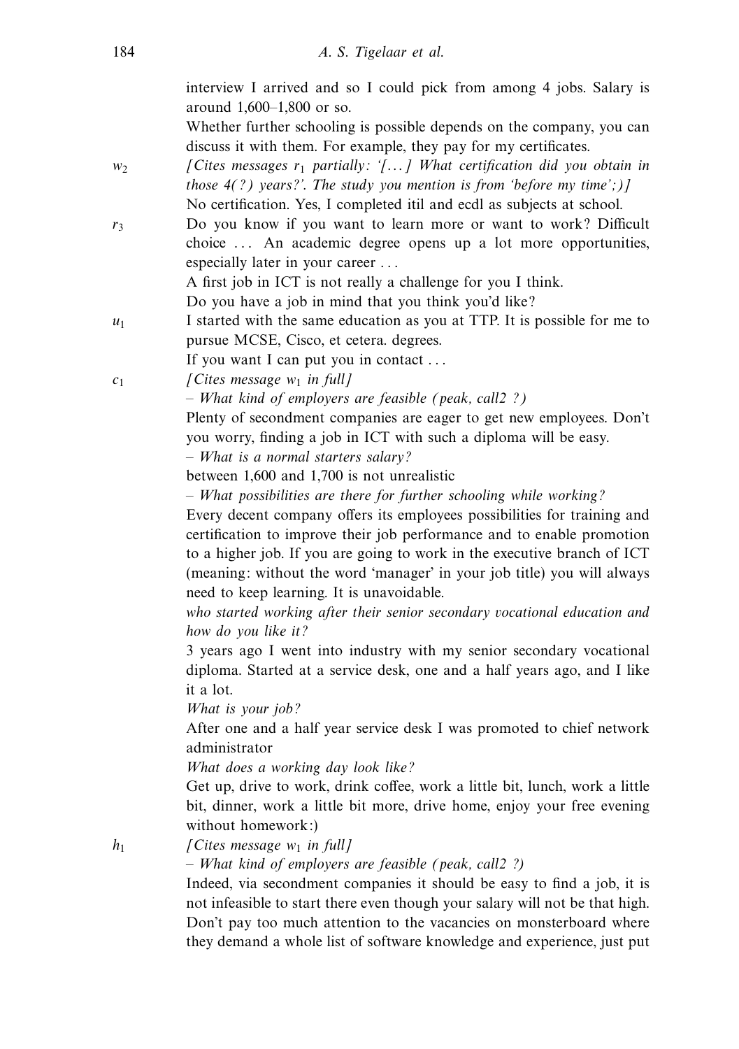interview I arrived and so I could pick from among 4 jobs. Salary is around 1,600–1,800 or so.

Whether further schooling is possible depends on the company, you can discuss it with them. For example, they pay for my certificates.

$w_2$ *[Cites messages $r_1$ partially: '[...] What certification did you obtain in those 4(?) years?'. The study you mention is from 'before my time';)]*

No certification. Yes, I completed itil and ecdl as subjects at school.

$r_3$ Do you know if you want to learn more or want to work? Difficult choice ... An academic degree opens up a lot more opportunities, especially later in your career ...

A first job in ICT is not really a challenge for you I think.

Do you have a job in mind that you think you'd like?

$u_1$ I started with the same education as you at TTP. It is possible for me to pursue MCSE, Cisco, et cetera. degrees.

If you want I can put you in contact ...

$c_1$ *[Cites message $w_1$ in full]*

*– What kind of employers are feasible (peak, call2 ?)*

Plenty of secondment companies are eager to get new employees. Don't you worry, finding a job in ICT with such a diploma will be easy.

*– What is a normal starters salary?*

between 1,600 and 1,700 is not unrealistic

*– What possibilities are there for further schooling while working?*

Every decent company offers its employees possibilities for training and certification to improve their job performance and to enable promotion to a higher job. If you are going to work in the executive branch of ICT (meaning: without the word 'manager' in your job title) you will always need to keep learning. It is unavoidable.

*who started working after their senior secondary vocational education and how do you like it?*

3 years ago I went into industry with my senior secondary vocational diploma. Started at a service desk, one and a half years ago, and I like it a lot.

*What is your job?*

After one and a half year service desk I was promoted to chief network administrator

*What does a working day look like?*

Get up, drive to work, drink coffee, work a little bit, lunch, work a little bit, dinner, work a little bit more, drive home, enjoy your free evening without homework:)

$h_1$ *[Cites message $w_1$ in full]*

*– What kind of employers are feasible (peak, call2 ?)*

Indeed, via secondment companies it should be easy to find a job, it is not infeasible to start there even though your salary will not be that high. Don't pay too much attention to the vacancies on monsterboard where they demand a whole list of software knowledge and experience, just put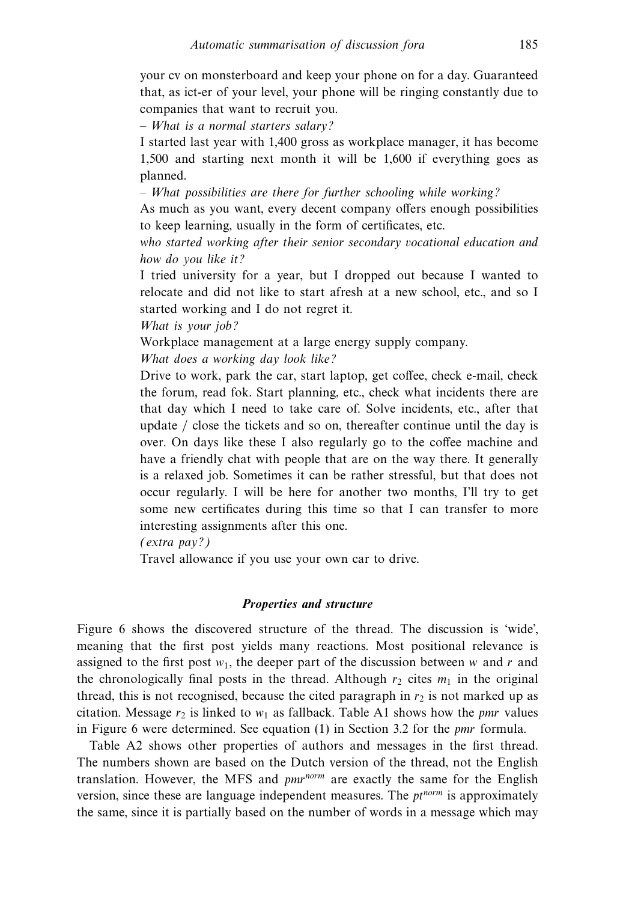your cv on monsterboard and keep your phone on for a day. Guaranteed that, as ict-er of your level, your phone will be ringing constantly due to companies that want to recruit you.

– *What is a normal starters salary?*

I started last year with 1,400 gross as workplace manager, it has become 1,500 and starting next month it will be 1,600 if everything goes as planned.

– *What possibilities are there for further schooling while working?*

As much as you want, every decent company offers enough possibilities to keep learning, usually in the form of certificates, etc.

*who started working after their senior secondary vocational education and how do you like it?*

I tried university for a year, but I dropped out because I wanted to relocate and did not like to start afresh at a new school, etc., and so I started working and I do not regret it.

*What is your job?*

Workplace management at a large energy supply company.

*What does a working day look like?*

Drive to work, park the car, start laptop, get coffee, check e-mail, check the forum, read fok. Start planning, etc., check what incidents there are that day which I need to take care of. Solve incidents, etc., after that update / close the tickets and so on, thereafter continue until the day is over. On days like these I also regularly go to the coffee machine and have a friendly chat with people that are on the way there. It generally is a relaxed job. Sometimes it can be rather stressful, but that does not occur regularly. I will be here for another two months, I'll try to get some new certificates during this time so that I can transfer to more interesting assignments after this one.

*(extra pay?)*

Travel allowance if you use your own car to drive.

### Properties and structure

Figure 6 shows the discovered structure of the thread. The discussion is 'wide', meaning that the first post yields many reactions. Most positional relevance is assigned to the first post $w_1$, the deeper part of the discussion between $w$ and $r$ and the chronologically final posts in the thread. Although $r_2$ cites $m_1$ in the original thread, this is not recognised, because the cited paragraph in $r_2$ is not marked up as citation. Message $r_2$ is linked to $w_1$ as fallback. Table A1 shows how the *pmr* values in Figure 6 were determined. See equation (1) in Section 3.2 for the *pmr* formula.

Table A2 shows other properties of authors and messages in the first thread. The numbers shown are based on the Dutch version of the thread, not the English translation. However, the MFS and $pmr^{norm}$ are exactly the same for the English version, since these are language independent measures. The $pt^{norm}$ is approximately the same, since it is partially based on the number of words in a message which may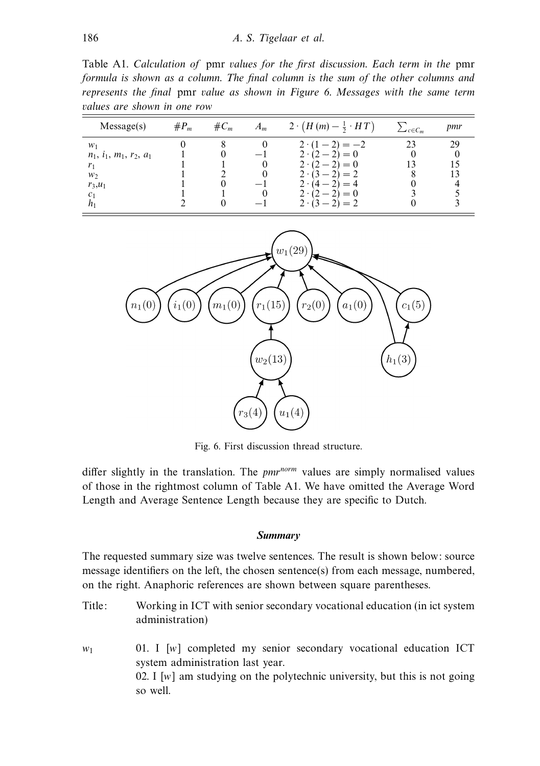Table A1. *Calculation of* pmr *values for the first discussion. Each term in the* pmr *formula is shown as a column. The final column is the sum of the other columns and represents the final* pmr *value as shown in Figure 6. Messages with the same term values are shown in one row*

| Message(s) | $\#P_m$ | $\#C_m$ | $A_m$ | $2 \cdot \left(H(m) - \frac{1}{2} \cdot HT\right)$ | $\sum_{c \in C_m}$ | *pmr* |
|---|---|---|---|---|---|---|
| $w_1$ | 0 | 8 | 0 | $2 \cdot (1 - 2) = -2$ | 23 | 29 |
| $n_1$, $i_1$, $m_1$, $r_2$, $a_1$ | 1 | 0 | $-1$ | $2 \cdot (2 - 2) = 0$ | 0 | 0 |
| $r_1$ | 1 | 1 | 0 | $2 \cdot (2 - 2) = 0$ | 13 | 15 |
| $w_2$ | 1 | 2 | 0 | $2 \cdot (3 - 2) = 2$ | 8 | 13 |
| $r_3$,$u_1$ | 1 | 0 | $-1$ | $2 \cdot (4 - 2) = 4$ | 0 | 4 |
| $c_1$ | 1 | 1 | 0 | $2 \cdot (2 - 2) = 0$ | 3 | 5 |
| $h_1$ | 2 | 0 | $-1$ | $2 \cdot (3 - 2) = 2$ | 0 | 3 |

Fig. 6. First discussion thread structure.

differ slightly in the translation. The $pmr^{norm}$ values are simply normalised values of those in the rightmost column of Table A1. We have omitted the Average Word Length and Average Sentence Length because they are specific to Dutch.

### Summary

The requested summary size was twelve sentences. The result is shown below: source message identifiers on the left, the chosen sentence(s) from each message, numbered, on the right. Anaphoric references are shown between square parentheses.

Title: Working in ICT with senior secondary vocational education (in ict system administration)

$w_1$ 01. I [w] completed my senior secondary vocational education ICT system administration last year.
02. I [w] am studying on the polytechnic university, but this is not going so well.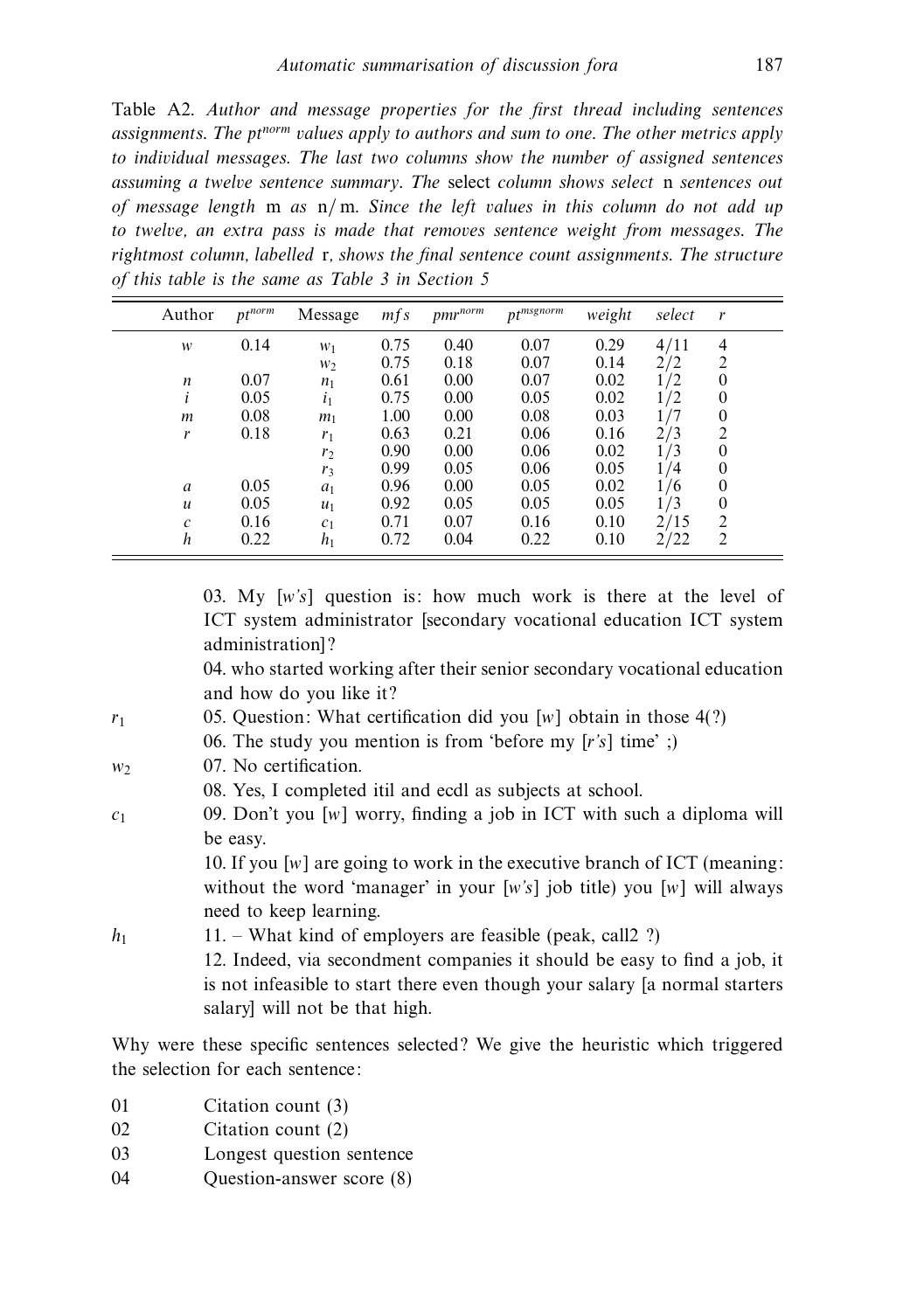Table A2. *Author and message properties for the first thread including sentences assignments. The $pt^{norm}$ values apply to authors and sum to one. The other metrics apply to individual messages. The last two columns show the number of assigned sentences assuming a twelve sentence summary. The* select *column shows select* n *sentences out of message length* m *as* n/m. *Since the left values in this column do not add up to twelve, an extra pass is made that removes sentence weight from messages. The rightmost column, labelled* r*, shows the final sentence count assignments. The structure of this table is the same as Table 3 in Section 5*

| Author | $pt^{norm}$ | Message | $mfs$ | $pmr^{norm}$ | $pt^{msgnorm}$ | *weight* | *select* | *r* |
|---|---|---|---|---|---|---|---|---|
| $w$ | 0.14 | $w_1$ | 0.75 | 0.40 | 0.07 | 0.29 | 4/11 | 4 |
| | | $w_2$ | 0.75 | 0.18 | 0.07 | 0.14 | 2/2 | 2 |
| $n$ | 0.07 | $n_1$ | 0.61 | 0.00 | 0.07 | 0.02 | 1/2 | 0 |
| $i$ | 0.05 | $i_1$ | 0.75 | 0.00 | 0.05 | 0.02 | 1/2 | 0 |
| $m$ | 0.08 | $m_1$ | 1.00 | 0.00 | 0.08 | 0.03 | 1/7 | 0 |
| $r$ | 0.18 | $r_1$ | 0.63 | 0.21 | 0.06 | 0.16 | 2/3 | 2 |
| | | $r_2$ | 0.90 | 0.00 | 0.06 | 0.02 | 1/3 | 0 |
| | | $r_3$ | 0.99 | 0.05 | 0.06 | 0.05 | 1/4 | 0 |
| $a$ | 0.05 | $a_1$ | 0.96 | 0.00 | 0.05 | 0.02 | 1/6 | 0 |
| $u$ | 0.05 | $u_1$ | 0.92 | 0.05 | 0.05 | 0.05 | 1/3 | 0 |
| $c$ | 0.16 | $c_1$ | 0.71 | 0.07 | 0.16 | 0.10 | 2/15 | 2 |
| $h$ | 0.22 | $h_1$ | 0.72 | 0.04 | 0.22 | 0.10 | 2/22 | 2 |

03. My [*w's*] question is: how much work is there at the level of ICT system administrator [secondary vocational education ICT system administration]?

04. who started working after their senior secondary vocational education and how do you like it?

$r_1$ 05. Question: What certification did you [*w*] obtain in those 4(?)

06. The study you mention is from 'before my [*r's*] time' ;)

$w_2$ 07. No certification.

08. Yes, I completed itil and ecdl as subjects at school.

$c_1$ 09. Don't you [*w*] worry, finding a job in ICT with such a diploma will be easy.

10. If you [*w*] are going to work in the executive branch of ICT (meaning: without the word 'manager' in your [*w's*] job title) you [*w*] will always need to keep learning.

$h_1$ 11. – What kind of employers are feasible (peak, call2 ?)

12. Indeed, via secondment companies it should be easy to find a job, it is not infeasible to start there even though your salary [a normal starters salary] will not be that high.

Why were these specific sentences selected? We give the heuristic which triggered the selection for each sentence:

01 Citation count (3)
02 Citation count (2)
03 Longest question sentence
04 Question-answer score (8)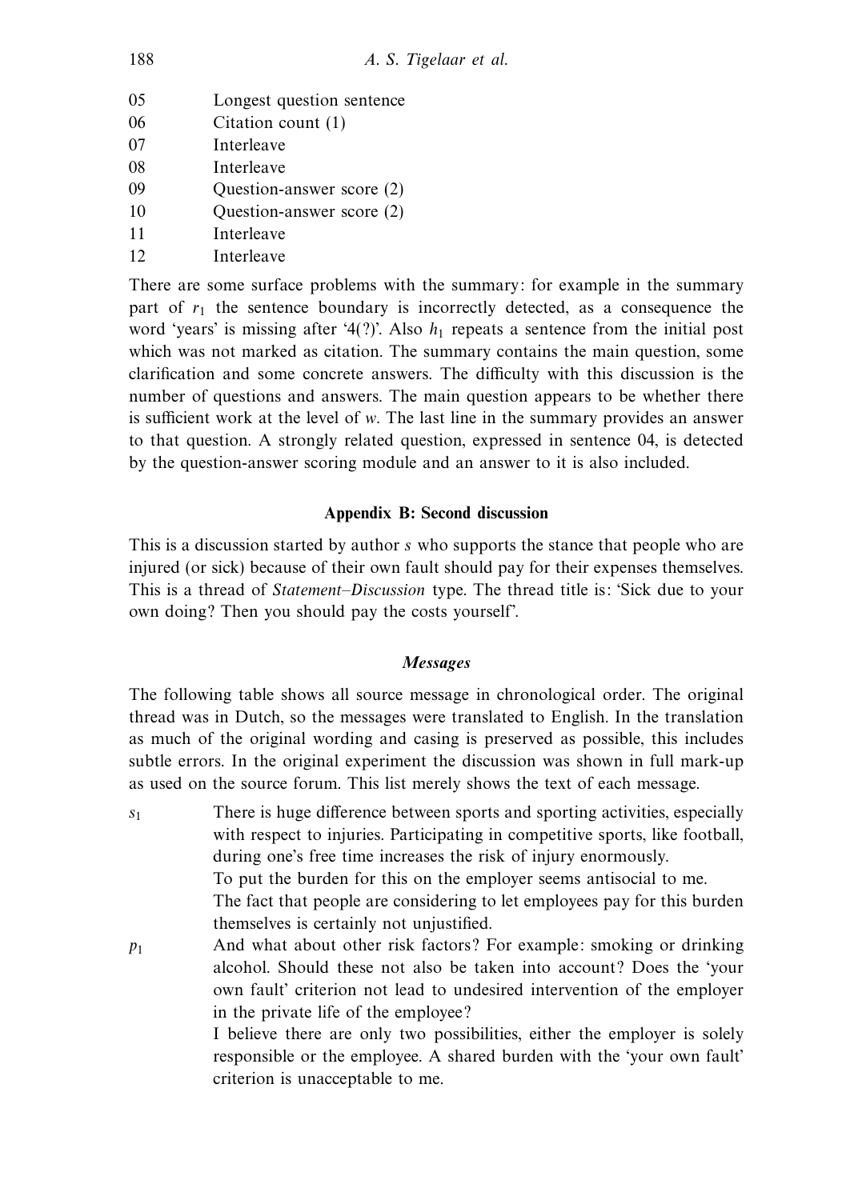| | |
|---|---|
| 05 | Longest question sentence |
| 06 | Citation count (1) |
| 07 | Interleave |
| 08 | Interleave |
| 09 | Question-answer score (2) |
| 10 | Question-answer score (2) |
| 11 | Interleave |
| 12 | Interleave |

There are some surface problems with the summary: for example in the summary part of $r_1$ the sentence boundary is incorrectly detected, as a consequence the word 'years' is missing after '4(?)'. Also $h_1$ repeats a sentence from the initial post which was not marked as citation. The summary contains the main question, some clarification and some concrete answers. The difficulty with this discussion is the number of questions and answers. The main question appears to be whether there is sufficient work at the level of *w*. The last line in the summary provides an answer to that question. A strongly related question, expressed in sentence 04, is detected by the question-answer scoring module and an answer to it is also included.

## Appendix B: Second discussion

This is a discussion started by author *s* who supports the stance that people who are injured (or sick) because of their own fault should pay for their expenses themselves. This is a thread of *Statement–Discussion* type. The thread title is: 'Sick due to your own doing? Then you should pay the costs yourself'.

### Messages

The following table shows all source message in chronological order. The original thread was in Dutch, so the messages were translated to English. In the translation as much of the original wording and casing is preserved as possible, this includes subtle errors. In the original experiment the discussion was shown in full mark-up as used on the source forum. This list merely shows the text of each message.

| | |
|---|---|
| $s_1$ | There is huge difference between sports and sporting activities, especially with respect to injuries. Participating in competitive sports, like football, during one's free time increases the risk of injury enormously.<br>To put the burden for this on the employer seems antisocial to me.<br>The fact that people are considering to let employees pay for this burden themselves is certainly not unjustified. |
| $p_1$ | And what about other risk factors? For example: smoking or drinking alcohol. Should these not also be taken into account? Does the 'your own fault' criterion not lead to undesired intervention of the employer in the private life of the employee?<br>I believe there are only two possibilities, either the employer is solely responsible or the employee. A shared burden with the 'your own fault' criterion is unacceptable to me. |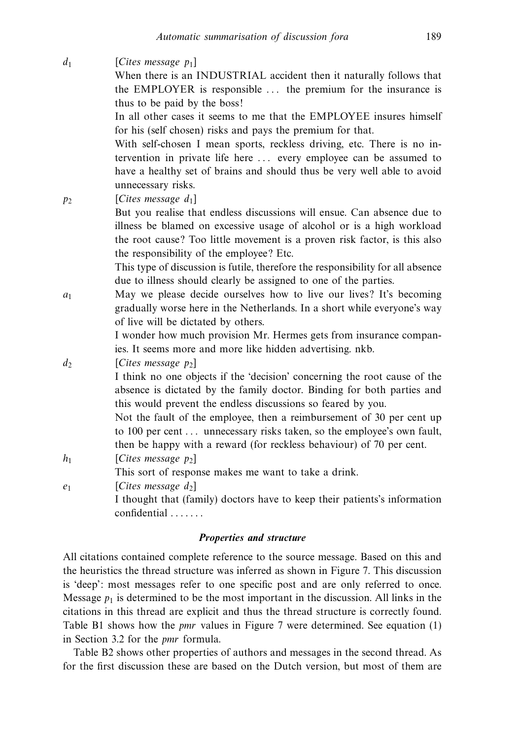$d_1$ *[Cites message $p_1$]*

When there is an INDUSTRIAL accident then it naturally follows that the EMPLOYER is responsible ... the premium for the insurance is thus to be paid by the boss!

In all other cases it seems to me that the EMPLOYEE insures himself for his (self chosen) risks and pays the premium for that.

With self-chosen I mean sports, reckless driving, etc. There is no intervention in private life here ... every employee can be assumed to have a healthy set of brains and should thus be very well able to avoid unnecessary risks.

$p_2$ *[Cites message $d_1$]*

But you realise that endless discussions will ensue. Can absence due to illness be blamed on excessive usage of alcohol or is a high workload the root cause? Too little movement is a proven risk factor, is this also the responsibility of the employee? Etc.

This type of discussion is futile, therefore the responsibility for all absence due to illness should clearly be assigned to one of the parties.

$a_1$ May we please decide ourselves how to live our lives? It's becoming gradually worse here in the Netherlands. In a short while everyone's way of live will be dictated by others.

I wonder how much provision Mr. Hermes gets from insurance companies. It seems more and more like hidden advertising. nkb.

$d_2$ *[Cites message $p_2$]*

I think no one objects if the 'decision' concerning the root cause of the absence is dictated by the family doctor. Binding for both parties and this would prevent the endless discussions so feared by you.

Not the fault of the employee, then a reimbursement of 30 per cent up to 100 per cent ... unnecessary risks taken, so the employee's own fault, then be happy with a reward (for reckless behaviour) of 70 per cent.

$h_1$ *[Cites message $p_2$]*

This sort of response makes me want to take a drink.

$e_1$ *[Cites message $d_2$]*

I thought that (family) doctors have to keep their patients's information confidential .......

### Properties and structure

All citations contained complete reference to the source message. Based on this and the heuristics the thread structure was inferred as shown in Figure 7. This discussion is 'deep': most messages refer to one specific post and are only referred to once. Message $p_1$ is determined to be the most important in the discussion. All links in the citations in this thread are explicit and thus the thread structure is correctly found. Table B1 shows how the *pmr* values in Figure 7 were determined. See equation (1) in Section 3.2 for the *pmr* formula.

Table B2 shows other properties of authors and messages in the second thread. As for the first discussion these are based on the Dutch version, but most of them are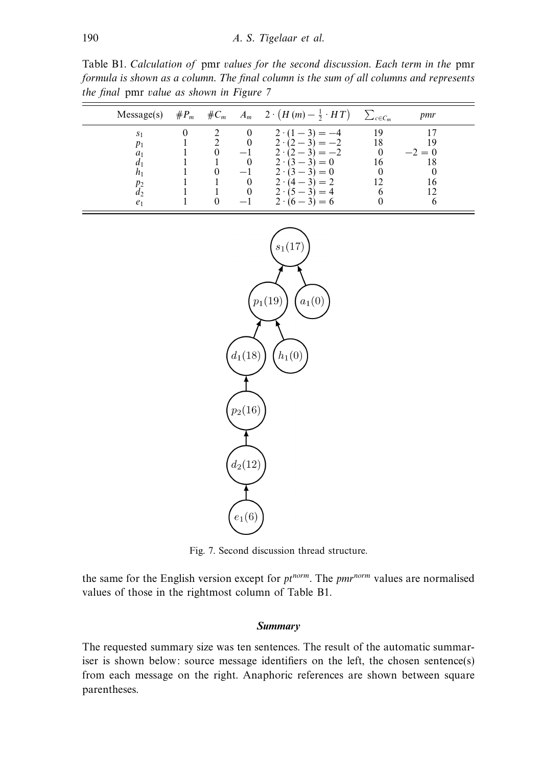Table B1. *Calculation of* pmr *values for the second discussion. Each term in the* pmr *formula is shown as a column. The final column is the sum of all columns and represents the final* pmr *value as shown in Figure 7*

| Message(s) | $\#P_m$ | $\#C_m$ | $A_m$ | $2 \cdot \left(H(m) - \frac{1}{2} \cdot HT\right)$ | $\sum_{c \in C_m}$ | *pmr* |
|---|---|---|---|---|---|---|
| $s_1$ | 0 | 2 | 0 | $2 \cdot (1-3) = -4$ | 19 | 17 |
| $p_1$ | 1 | 2 | 0 | $2 \cdot (2-3) = -2$ | 18 | 19 |
| $a_1$ | 1 | 0 | $-1$ | $2 \cdot (2-3) = -2$ | 0 | $-2 = 0$ |
| $d_1$ | 1 | 1 | 0 | $2 \cdot (3-3) = 0$ | 16 | 18 |
| $h_1$ | 1 | 0 | $-1$ | $2 \cdot (3-3) = 0$ | 0 | 0 |
| $p_2$ | 1 | 1 | 0 | $2 \cdot (4-3) = 2$ | 12 | 16 |
| $d_2$ | 1 | 1 | 0 | $2 \cdot (5-3) = 4$ | 6 | 12 |
| $e_1$ | 1 | 0 | $-1$ | $2 \cdot (6-3) = 6$ | 0 | 6 |

Fig. 7. Second discussion thread structure.

the same for the English version except for $pt^{norm}$. The $pmr^{norm}$ values are normalised values of those in the rightmost column of Table B1.

### *Summary*

The requested summary size was ten sentences. The result of the automatic summariser is shown below: source message identifiers on the left, the chosen sentence(s) from each message on the right. Anaphoric references are shown between square parentheses.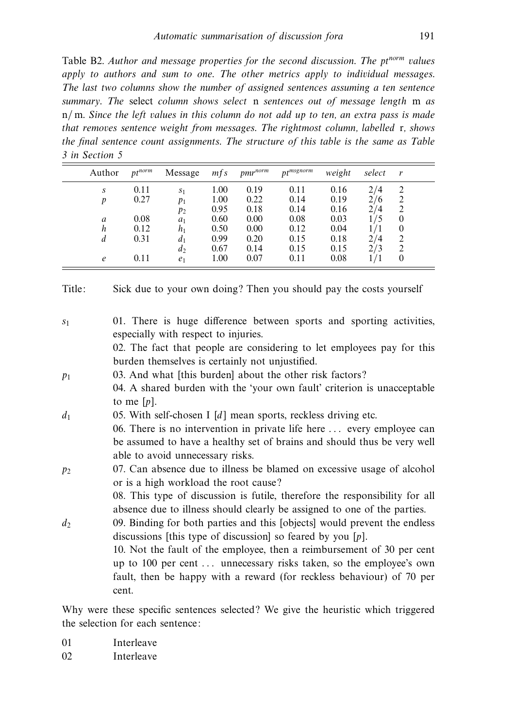Table B2. *Author and message properties for the second discussion. The $pt^{norm}$ values apply to authors and sum to one. The other metrics apply to individual messages. The last two columns show the number of assigned sentences assuming a ten sentence summary. The* select *column shows select* n *sentences out of message length* m *as* n/ m. *Since the left values in this column do not add up to ten, an extra pass is made that removes sentence weight from messages. The rightmost column, labelled* r*, shows the final sentence count assignments. The structure of this table is the same as Table 3 in Section 5*

| Author | $pt^{norm}$ | Message | *mfs* | $pmr^{norm}$ | $pt^{msgnorm}$ | *weight* | *select* | *r* |
|---|---|---|---|---|---|---|---|---|
| *s* | 0.11 | $s_1$ | 1.00 | 0.19 | 0.11 | 0.16 | 2/4 | 2 |
| *p* | 0.27 | $p_1$ | 1.00 | 0.22 | 0.14 | 0.19 | 2/6 | 2 |
| | | $p_2$ | 0.95 | 0.18 | 0.14 | 0.16 | 2/4 | 2 |
| *a* | 0.08 | $a_1$ | 0.60 | 0.00 | 0.08 | 0.03 | 1/5 | 0 |
| *h* | 0.12 | $h_1$ | 0.50 | 0.00 | 0.12 | 0.04 | 1/1 | 0 |
| *d* | 0.31 | $d_1$ | 0.99 | 0.20 | 0.15 | 0.18 | 2/4 | 2 |
| | | $d_2$ | 0.67 | 0.14 | 0.15 | 0.15 | 2/3 | 2 |
| *e* | 0.11 | $e_1$ | 1.00 | 0.07 | 0.11 | 0.08 | 1/1 | 0 |

Title: Sick due to your own doing? Then you should pay the costs yourself

$s_1$ 01. There is huge difference between sports and sporting activities, especially with respect to injuries.
02. The fact that people are considering to let employees pay for this burden themselves is certainly not unjustified.

$p_1$ 03. And what [this burden] about the other risk factors?
04. A shared burden with the 'your own fault' criterion is unacceptable to me [*p*].

$d_1$ 05. With self-chosen I [*d*] mean sports, reckless driving etc.
06. There is no intervention in private life here ... every employee can be assumed to have a healthy set of brains and should thus be very well able to avoid unnecessary risks.

$p_2$ 07. Can absence due to illness be blamed on excessive usage of alcohol or is a high workload the root cause?
08. This type of discussion is futile, therefore the responsibility for all absence due to illness should clearly be assigned to one of the parties.

$d_2$ 09. Binding for both parties and this [objects] would prevent the endless discussions [this type of discussion] so feared by you [*p*].
10. Not the fault of the employee, then a reimbursement of 30 per cent up to 100 per cent ... unnecessary risks taken, so the employee's own fault, then be happy with a reward (for reckless behaviour) of 70 per cent.

Why were these specific sentences selected? We give the heuristic which triggered the selection for each sentence:

01 Interleave
02 Interleave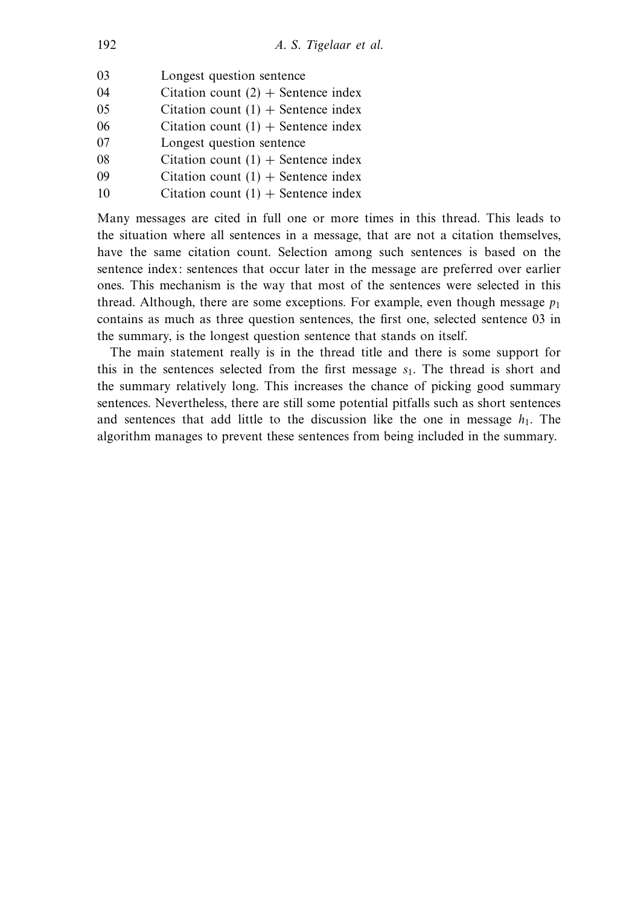| | |
|---|---|
| 03 | Longest question sentence |
| 04 | Citation count (2) + Sentence index |
| 05 | Citation count (1) + Sentence index |
| 06 | Citation count (1) + Sentence index |
| 07 | Longest question sentence |
| 08 | Citation count (1) + Sentence index |
| 09 | Citation count (1) + Sentence index |
| 10 | Citation count (1) + Sentence index |

Many messages are cited in full one or more times in this thread. This leads to the situation where all sentences in a message, that are not a citation themselves, have the same citation count. Selection among such sentences is based on the sentence index: sentences that occur later in the message are preferred over earlier ones. This mechanism is the way that most of the sentences were selected in this thread. Although, there are some exceptions. For example, even though message $p_1$ contains as much as three question sentences, the first one, selected sentence 03 in the summary, is the longest question sentence that stands on itself.

The main statement really is in the thread title and there is some support for this in the sentences selected from the first message $s_1$. The thread is short and the summary relatively long. This increases the chance of picking good summary sentences. Nevertheless, there are still some potential pitfalls such as short sentences and sentences that add little to the discussion like the one in message $h_1$. The algorithm manages to prevent these sentences from being included in the summary.